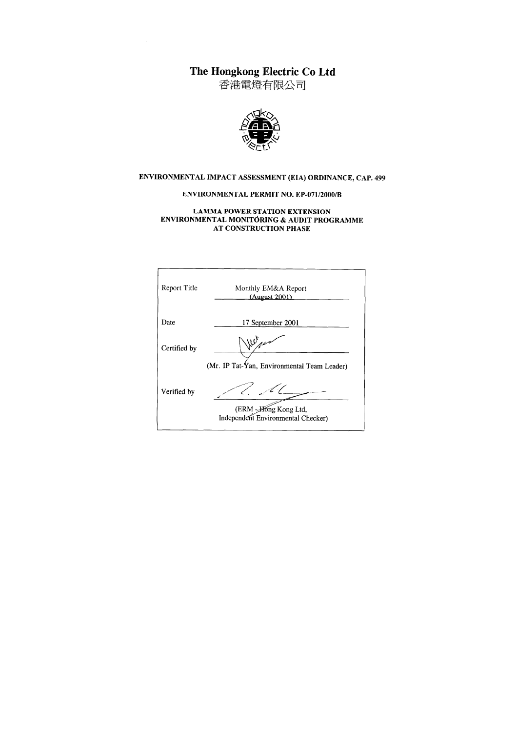# The Hongkong Electric Co Ltd

香港電燈有限公司

**ENVIRONMENTAL IMPACT ASSESSMENT (EIA) ORDINANCE, CAP. 499**

**ENVIRONMENTAL PERMIT NO. EP-071/2000/B**

**LAMMA POWER STATION EXTENSION**
**ENVIRONMENTAL MONITORING & AUDIT PROGRAMME**
**AT CONSTRUCTION PHASE**

| | |
|---|---|
| Report Title | Monthly EM&A Report (August 2001) |
| Date | 17 September 2001 |
| Certified by | (Mr. IP Tat-Yan, Environmental Team Leader) |
| Verified by | (ERM - Hong Kong Ltd, Independent Environmental Checker) |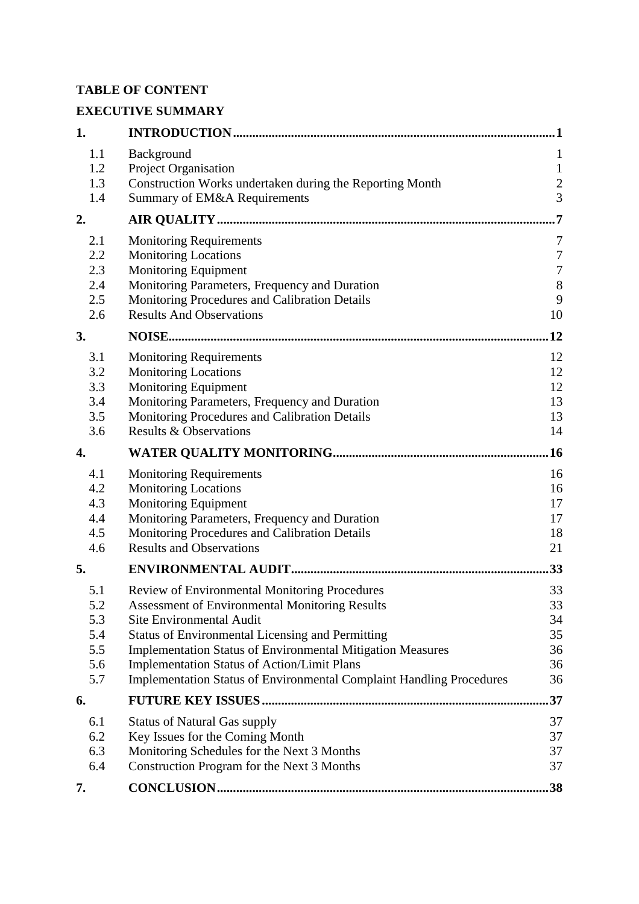**TABLE OF CONTENT**

**EXECUTIVE SUMMARY**

| | | |
|---|---|---|
| **1.** | **INTRODUCTION** | **1** |
| 1.1 | Background | 1 |
| 1.2 | Project Organisation | 1 |
| 1.3 | Construction Works undertaken during the Reporting Month | 2 |
| 1.4 | Summary of EM&A Requirements | 3 |
| **2.** | **AIR QUALITY** | **7** |
| 2.1 | Monitoring Requirements | 7 |
| 2.2 | Monitoring Locations | 7 |
| 2.3 | Monitoring Equipment | 7 |
| 2.4 | Monitoring Parameters, Frequency and Duration | 8 |
| 2.5 | Monitoring Procedures and Calibration Details | 9 |
| 2.6 | Results And Observations | 10 |
| **3.** | **NOISE** | **12** |
| 3.1 | Monitoring Requirements | 12 |
| 3.2 | Monitoring Locations | 12 |
| 3.3 | Monitoring Equipment | 12 |
| 3.4 | Monitoring Parameters, Frequency and Duration | 13 |
| 3.5 | Monitoring Procedures and Calibration Details | 13 |
| 3.6 | Results & Observations | 14 |
| **4.** | **WATER QUALITY MONITORING** | **16** |
| 4.1 | Monitoring Requirements | 16 |
| 4.2 | Monitoring Locations | 16 |
| 4.3 | Monitoring Equipment | 17 |
| 4.4 | Monitoring Parameters, Frequency and Duration | 17 |
| 4.5 | Monitoring Procedures and Calibration Details | 18 |
| 4.6 | Results and Observations | 21 |
| **5.** | **ENVIRONMENTAL AUDIT** | **33** |
| 5.1 | Review of Environmental Monitoring Procedures | 33 |
| 5.2 | Assessment of Environmental Monitoring Results | 33 |
| 5.3 | Site Environmental Audit | 34 |
| 5.4 | Status of Environmental Licensing and Permitting | 35 |
| 5.5 | Implementation Status of Environmental Mitigation Measures | 36 |
| 5.6 | Implementation Status of Action/Limit Plans | 36 |
| 5.7 | Implementation Status of Environmental Complaint Handling Procedures | 36 |
| **6.** | **FUTURE KEY ISSUES** | **37** |
| 6.1 | Status of Natural Gas supply | 37 |
| 6.2 | Key Issues for the Coming Month | 37 |
| 6.3 | Monitoring Schedules for the Next 3 Months | 37 |
| 6.4 | Construction Program for the Next 3 Months | 37 |
| **7.** | **CONCLUSION** | **38** |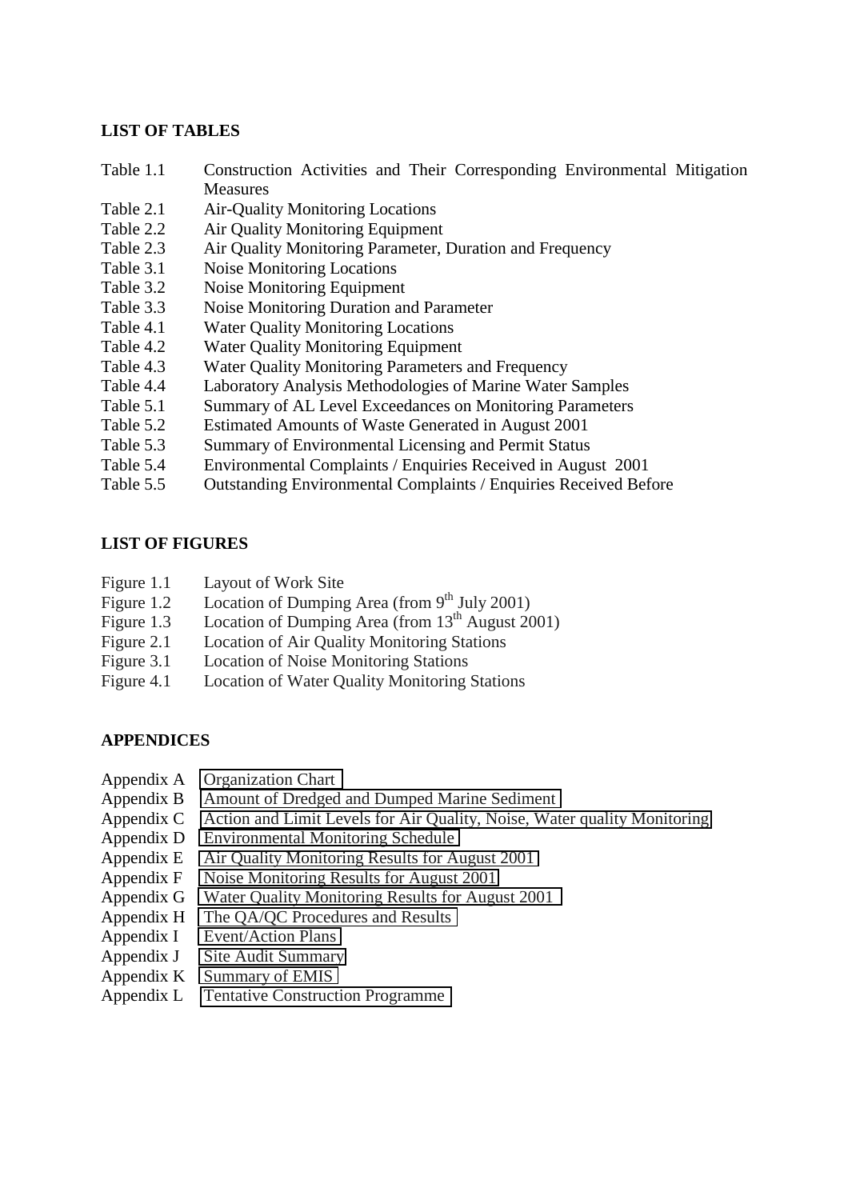## LIST OF TABLES

| | |
|---|---|
| Table 1.1 | Construction Activities and Their Corresponding Environmental Mitigation Measures |
| Table 2.1 | Air-Quality Monitoring Locations |
| Table 2.2 | Air Quality Monitoring Equipment |
| Table 2.3 | Air Quality Monitoring Parameter, Duration and Frequency |
| Table 3.1 | Noise Monitoring Locations |
| Table 3.2 | Noise Monitoring Equipment |
| Table 3.3 | Noise Monitoring Duration and Parameter |
| Table 4.1 | Water Quality Monitoring Locations |
| Table 4.2 | Water Quality Monitoring Equipment |
| Table 4.3 | Water Quality Monitoring Parameters and Frequency |
| Table 4.4 | Laboratory Analysis Methodologies of Marine Water Samples |
| Table 5.1 | Summary of AL Level Exceedances on Monitoring Parameters |
| Table 5.2 | Estimated Amounts of Waste Generated in August 2001 |
| Table 5.3 | Summary of Environmental Licensing and Permit Status |
| Table 5.4 | Environmental Complaints / Enquiries Received in August 2001 |
| Table 5.5 | Outstanding Environmental Complaints / Enquiries Received Before |

## LIST OF FIGURES

| | |
|---|---|
| Figure 1.1 | Layout of Work Site |
| Figure 1.2 | Location of Dumping Area (from 9th July 2001) |
| Figure 1.3 | Location of Dumping Area (from 13th August 2001) |
| Figure 2.1 | Location of Air Quality Monitoring Stations |
| Figure 3.1 | Location of Noise Monitoring Stations |
| Figure 4.1 | Location of Water Quality Monitoring Stations |

## APPENDICES

| | |
|---|---|
| Appendix A | Organization Chart |
| Appendix B | Amount of Dredged and Dumped Marine Sediment |
| Appendix C | Action and Limit Levels for Air Quality, Noise, Water quality Monitoring |
| Appendix D | Environmental Monitoring Schedule |
| Appendix E | Air Quality Monitoring Results for August 2001 |
| Appendix F | Noise Monitoring Results for August 2001 |
| Appendix G | Water Quality Monitoring Results for August 2001 |
| Appendix H | The QA/QC Procedures and Results |
| Appendix I | Event/Action Plans |
| Appendix J | Site Audit Summary |
| Appendix K | Summary of EMIS |
| Appendix L | Tentative Construction Programme |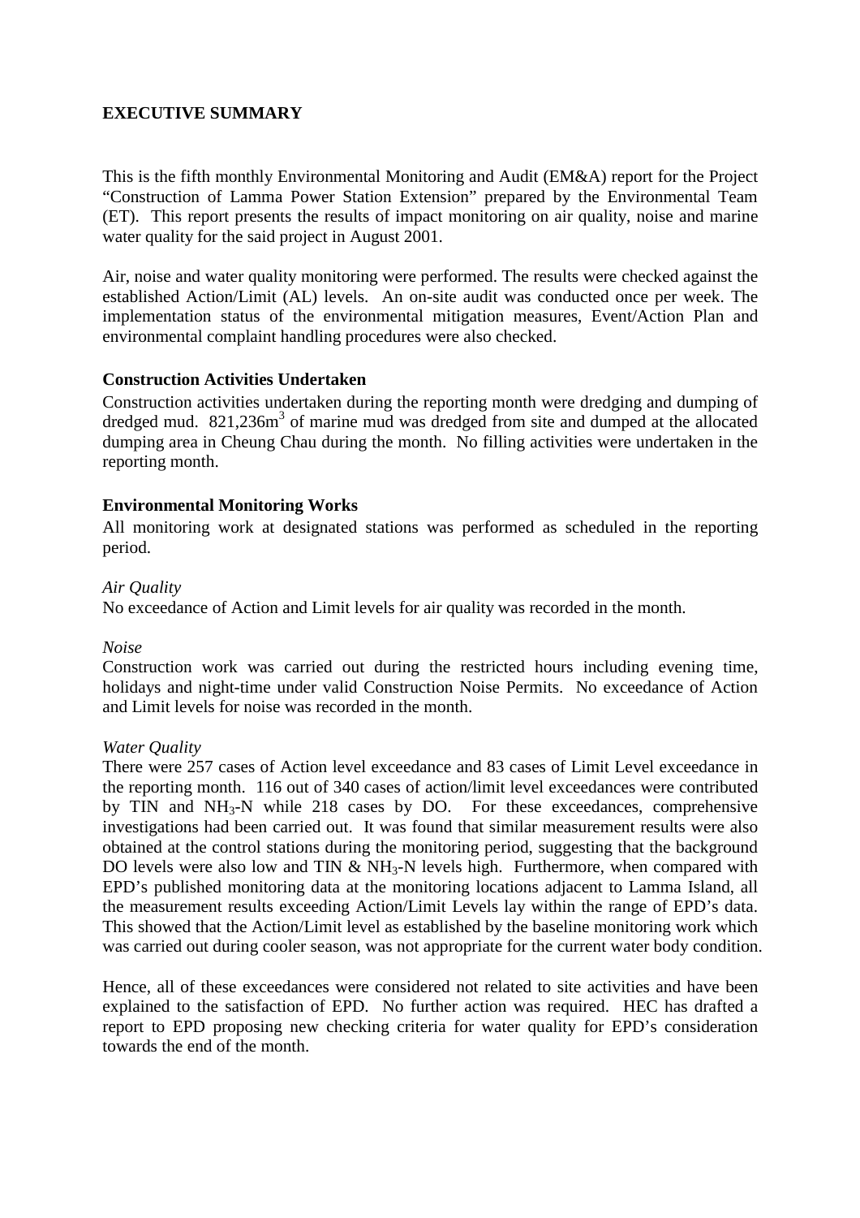# EXECUTIVE SUMMARY

This is the fifth monthly Environmental Monitoring and Audit (EM&A) report for the Project "Construction of Lamma Power Station Extension" prepared by the Environmental Team (ET). This report presents the results of impact monitoring on air quality, noise and marine water quality for the said project in August 2001.

Air, noise and water quality monitoring were performed. The results were checked against the established Action/Limit (AL) levels. An on-site audit was conducted once per week. The implementation status of the environmental mitigation measures, Event/Action Plan and environmental complaint handling procedures were also checked.

## Construction Activities Undertaken

Construction activities undertaken during the reporting month were dredging and dumping of dredged mud. 821,236m$^3$ of marine mud was dredged from site and dumped at the allocated dumping area in Cheung Chau during the month. No filling activities were undertaken in the reporting month.

## Environmental Monitoring Works

All monitoring work at designated stations was performed as scheduled in the reporting period.

*Air Quality*

No exceedance of Action and Limit levels for air quality was recorded in the month.

*Noise*

Construction work was carried out during the restricted hours including evening time, holidays and night-time under valid Construction Noise Permits. No exceedance of Action and Limit levels for noise was recorded in the month.

*Water Quality*

There were 257 cases of Action level exceedance and 83 cases of Limit Level exceedance in the reporting month. 116 out of 340 cases of action/limit level exceedances were contributed by TIN and $NH_3$-N while 218 cases by DO. For these exceedances, comprehensive investigations had been carried out. It was found that similar measurement results were also obtained at the control stations during the monitoring period, suggesting that the background DO levels were also low and TIN & $NH_3$-N levels high. Furthermore, when compared with EPD's published monitoring data at the monitoring locations adjacent to Lamma Island, all the measurement results exceeding Action/Limit Levels lay within the range of EPD's data. This showed that the Action/Limit level as established by the baseline monitoring work which was carried out during cooler season, was not appropriate for the current water body condition.

Hence, all of these exceedances were considered not related to site activities and have been explained to the satisfaction of EPD. No further action was required. HEC has drafted a report to EPD proposing new checking criteria for water quality for EPD's consideration towards the end of the month.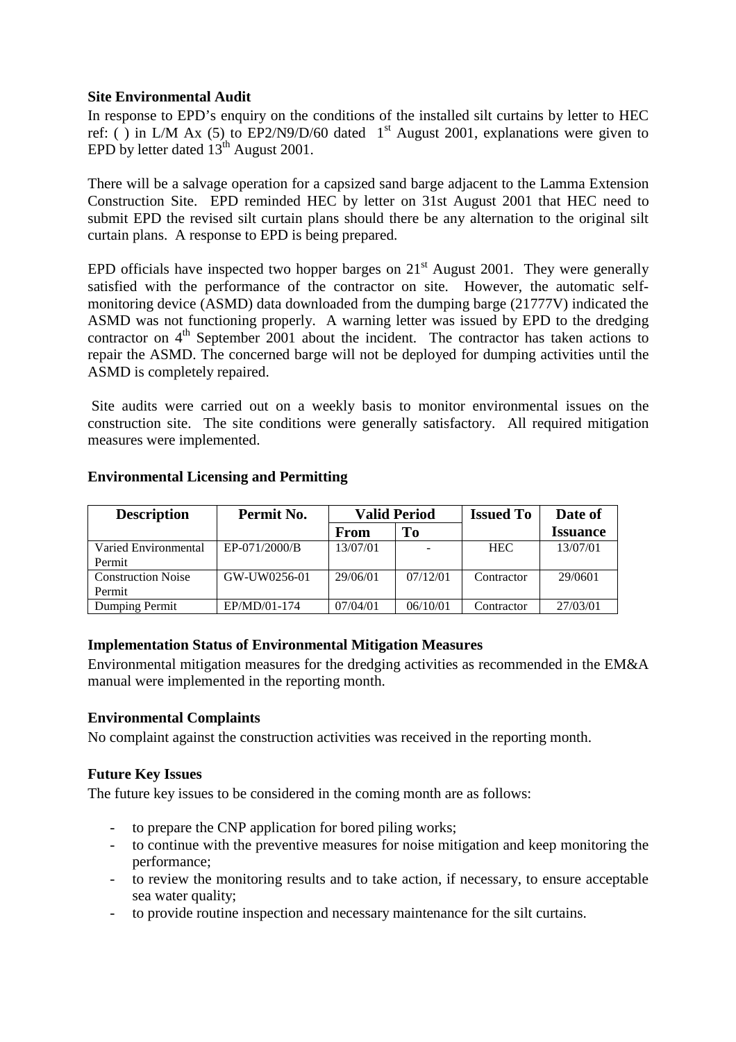**Site Environmental Audit**

In response to EPD's enquiry on the conditions of the installed silt curtains by letter to HEC ref: ( ) in L/M Ax (5) to EP2/N9/D/60 dated 1st August 2001, explanations were given to EPD by letter dated 13th August 2001.

There will be a salvage operation for a capsized sand barge adjacent to the Lamma Extension Construction Site. EPD reminded HEC by letter on 31st August 2001 that HEC need to submit EPD the revised silt curtain plans should there be any alternation to the original silt curtain plans. A response to EPD is being prepared.

EPD officials have inspected two hopper barges on 21st August 2001. They were generally satisfied with the performance of the contractor on site. However, the automatic self-monitoring device (ASMD) data downloaded from the dumping barge (21777V) indicated the ASMD was not functioning properly. A warning letter was issued by EPD to the dredging contractor on 4th September 2001 about the incident. The contractor has taken actions to repair the ASMD. The concerned barge will not be deployed for dumping activities until the ASMD is completely repaired.

Site audits were carried out on a weekly basis to monitor environmental issues on the construction site. The site conditions were generally satisfactory. All required mitigation measures were implemented.

**Environmental Licensing and Permitting**

| Description | Permit No. | Valid Period | | Issued To | Date of |
|---|---|---|---|---|---|
| | | From | To | | Issuance |
| Varied Environmental Permit | EP-071/2000/B | 13/07/01 | - | HEC | 13/07/01 |
| Construction Noise Permit | GW-UW0256-01 | 29/06/01 | 07/12/01 | Contractor | 29/0601 |
| Dumping Permit | EP/MD/01-174 | 07/04/01 | 06/10/01 | Contractor | 27/03/01 |

**Implementation Status of Environmental Mitigation Measures**

Environmental mitigation measures for the dredging activities as recommended in the EM&A manual were implemented in the reporting month.

**Environmental Complaints**

No complaint against the construction activities was received in the reporting month.

**Future Key Issues**

The future key issues to be considered in the coming month are as follows:

- to prepare the CNP application for bored piling works;
- to continue with the preventive measures for noise mitigation and keep monitoring the performance;
- to review the monitoring results and to take action, if necessary, to ensure acceptable sea water quality;
- to provide routine inspection and necessary maintenance for the silt curtains.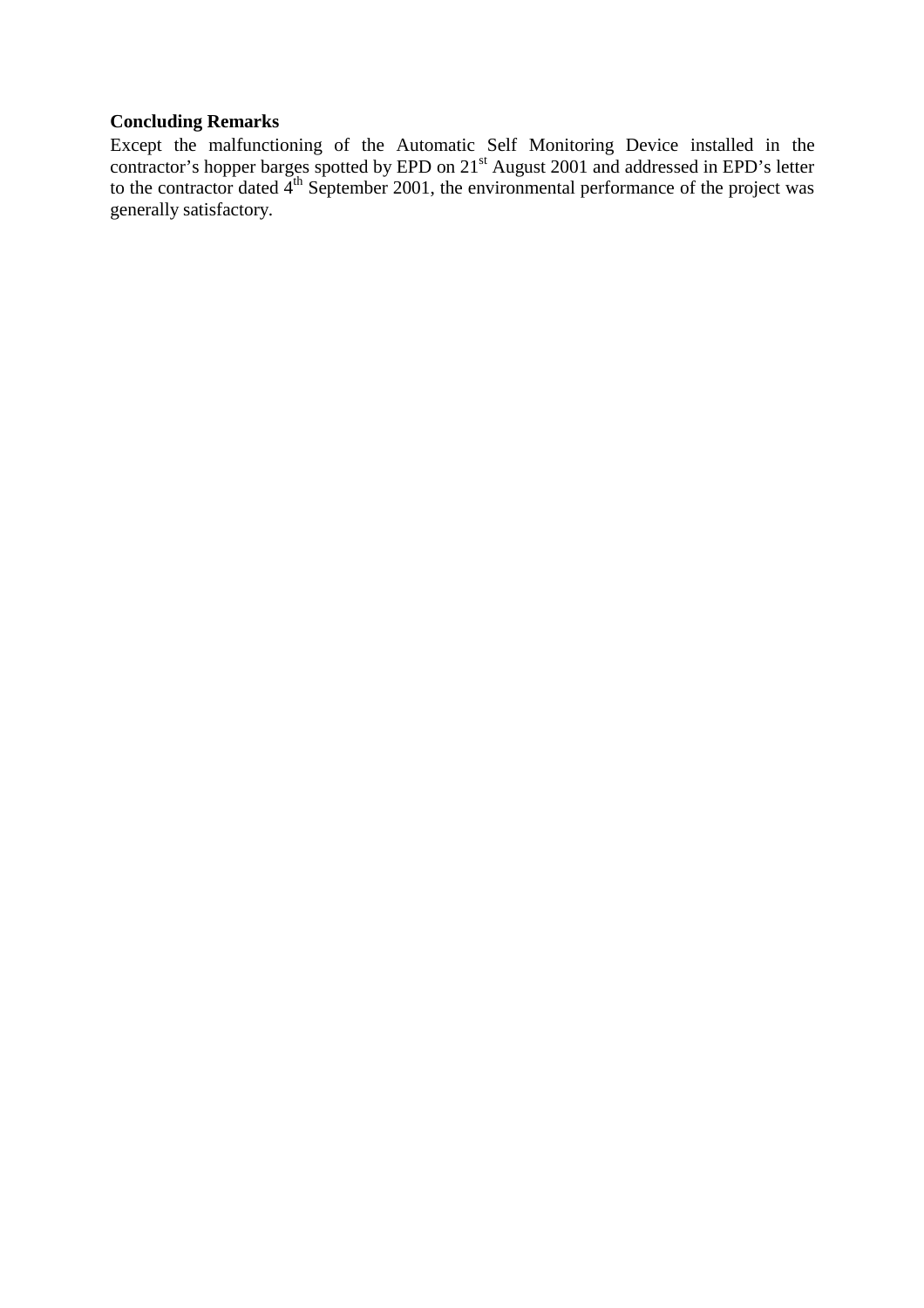**Concluding Remarks**

Except the malfunctioning of the Automatic Self Monitoring Device installed in the contractor's hopper barges spotted by EPD on 21st August 2001 and addressed in EPD's letter to the contractor dated 4th September 2001, the environmental performance of the project was generally satisfactory.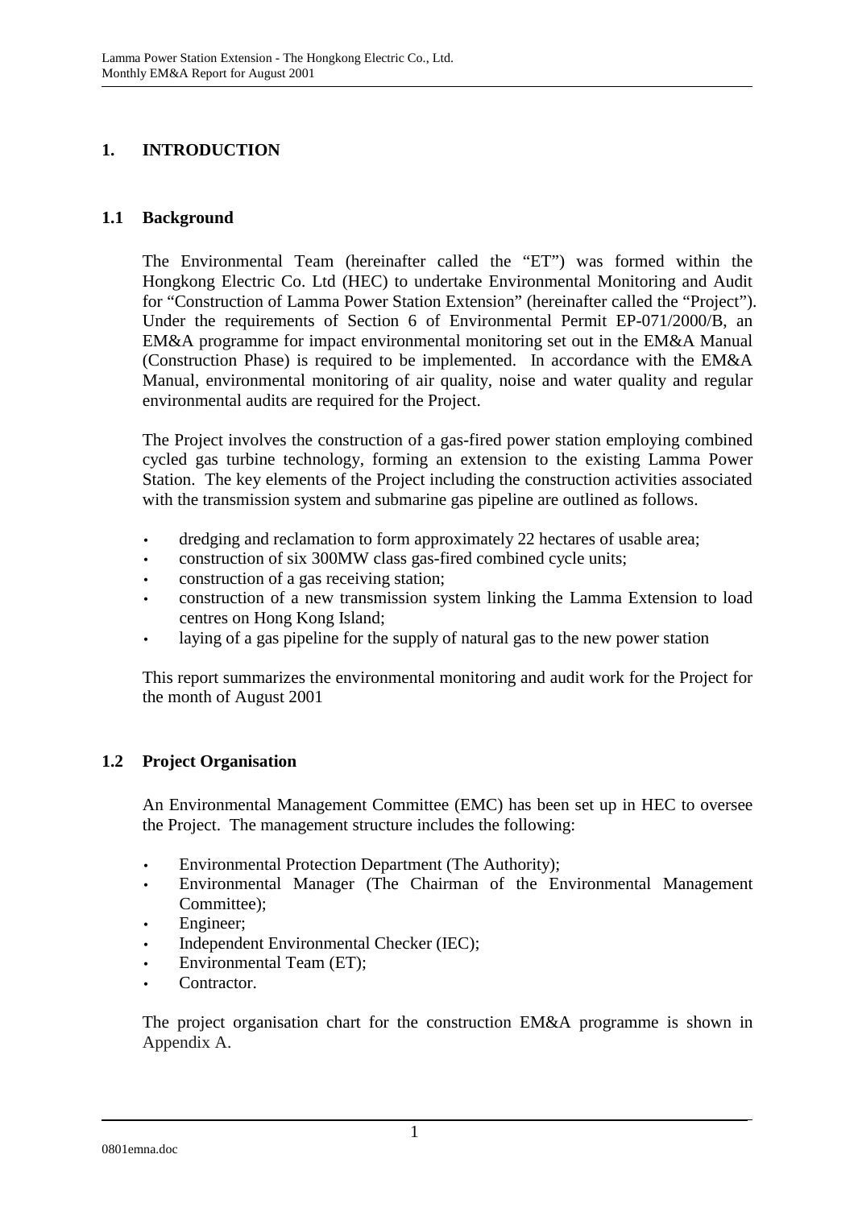# 1. INTRODUCTION

## 1.1 Background

The Environmental Team (hereinafter called the "ET") was formed within the Hongkong Electric Co. Ltd (HEC) to undertake Environmental Monitoring and Audit for "Construction of Lamma Power Station Extension" (hereinafter called the "Project"). Under the requirements of Section 6 of Environmental Permit EP-071/2000/B, an EM&A programme for impact environmental monitoring set out in the EM&A Manual (Construction Phase) is required to be implemented. In accordance with the EM&A Manual, environmental monitoring of air quality, noise and water quality and regular environmental audits are required for the Project.

The Project involves the construction of a gas-fired power station employing combined cycled gas turbine technology, forming an extension to the existing Lamma Power Station. The key elements of the Project including the construction activities associated with the transmission system and submarine gas pipeline are outlined as follows.

- dredging and reclamation to form approximately 22 hectares of usable area;
- construction of six 300MW class gas-fired combined cycle units;
- construction of a gas receiving station;
- construction of a new transmission system linking the Lamma Extension to load centres on Hong Kong Island;
- laying of a gas pipeline for the supply of natural gas to the new power station

This report summarizes the environmental monitoring and audit work for the Project for the month of August 2001

## 1.2 Project Organisation

An Environmental Management Committee (EMC) has been set up in HEC to oversee the Project. The management structure includes the following:

- Environmental Protection Department (The Authority);
- Environmental Manager (The Chairman of the Environmental Management Committee);
- Engineer;
- Independent Environmental Checker (IEC);
- Environmental Team (ET);
- Contractor.

The project organisation chart for the construction EM&A programme is shown in Appendix A.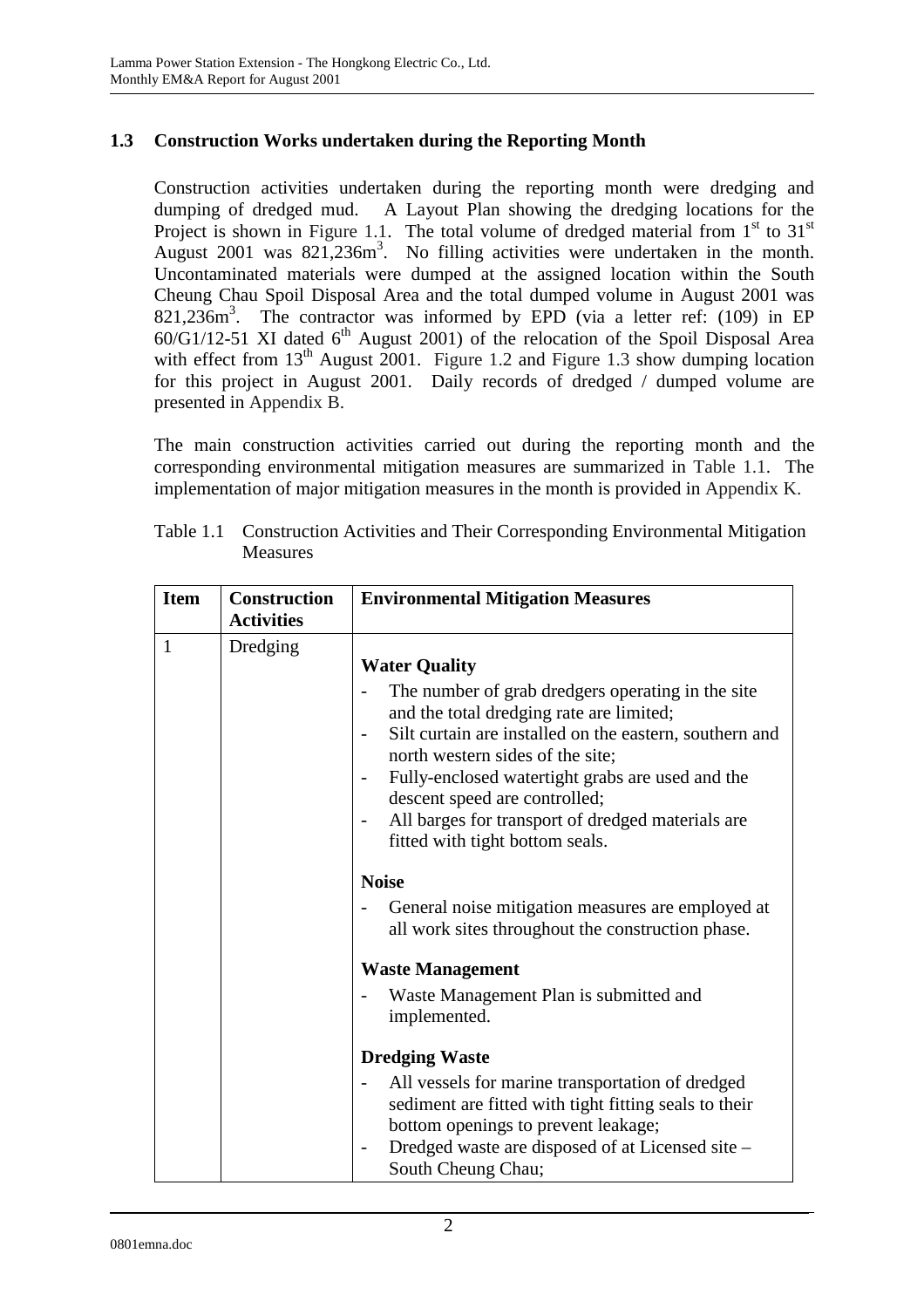### 1.3 Construction Works undertaken during the Reporting Month

Construction activities undertaken during the reporting month were dredging and dumping of dredged mud. A Layout Plan showing the dredging locations for the Project is shown in Figure 1.1. The total volume of dredged material from 1st to 31st August 2001 was 821,236m$^3$. No filling activities were undertaken in the month. Uncontaminated materials were dumped at the assigned location within the South Cheung Chau Spoil Disposal Area and the total dumped volume in August 2001 was 821,236m$^3$. The contractor was informed by EPD (via a letter ref: (109) in EP 60/G1/12-51 XI dated 6th August 2001) of the relocation of the Spoil Disposal Area with effect from 13th August 2001. Figure 1.2 and Figure 1.3 show dumping location for this project in August 2001. Daily records of dredged / dumped volume are presented in Appendix B.

The main construction activities carried out during the reporting month and the corresponding environmental mitigation measures are summarized in Table 1.1. The implementation of major mitigation measures in the month is provided in Appendix K.

Table 1.1 Construction Activities and Their Corresponding Environmental Mitigation Measures

| Item | Construction Activities | Environmental Mitigation Measures |
|---|---|---|
| 1 | Dredging | **Water Quality**<br>- The number of grab dredgers operating in the site and the total dredging rate are limited;<br>- Silt curtain are installed on the eastern, southern and north western sides of the site;<br>- Fully-enclosed watertight grabs are used and the descent speed are controlled;<br>- All barges for transport of dredged materials are fitted with tight bottom seals.<br><br>**Noise**<br>- General noise mitigation measures are employed at all work sites throughout the construction phase.<br><br>**Waste Management**<br>- Waste Management Plan is submitted and implemented.<br><br>**Dredging Waste**<br>- All vessels for marine transportation of dredged sediment are fitted with tight fitting seals to their bottom openings to prevent leakage;<br>- Dredged waste are disposed of at Licensed site – South Cheung Chau; |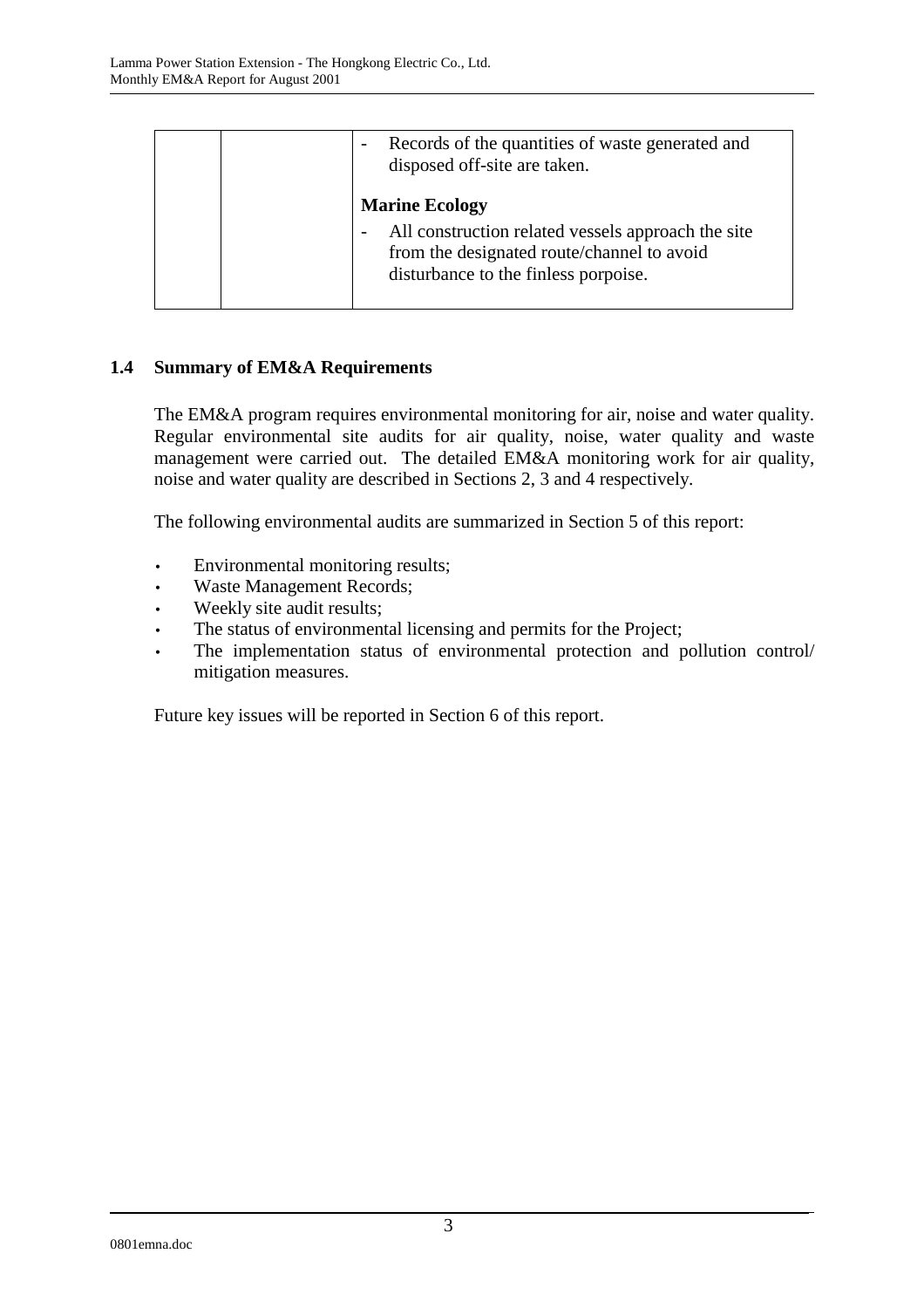|  |  | - Records of the quantities of waste generated and disposed off-site are taken.<br><br>**Marine Ecology**<br><br>- All construction related vessels approach the site from the designated route/channel to avoid disturbance to the finless porpoise. |
|---|---|---|

## 1.4 Summary of EM&A Requirements

The EM&A program requires environmental monitoring for air, noise and water quality. Regular environmental site audits for air quality, noise, water quality and waste management were carried out. The detailed EM&A monitoring work for air quality, noise and water quality are described in Sections 2, 3 and 4 respectively.

The following environmental audits are summarized in Section 5 of this report:

- Environmental monitoring results;
- Waste Management Records;
- Weekly site audit results;
- The status of environmental licensing and permits for the Project;
- The implementation status of environmental protection and pollution control/ mitigation measures.

Future key issues will be reported in Section 6 of this report.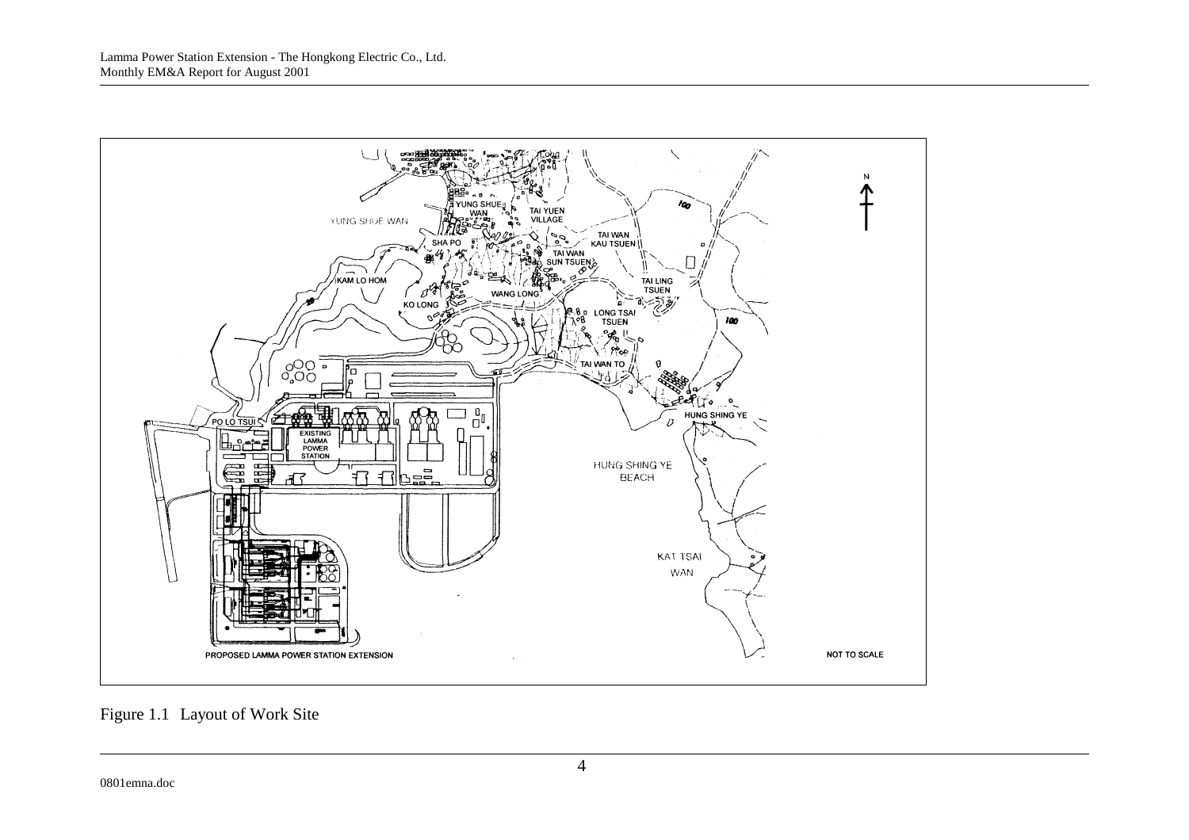Figure 1.1 Layout of Work Site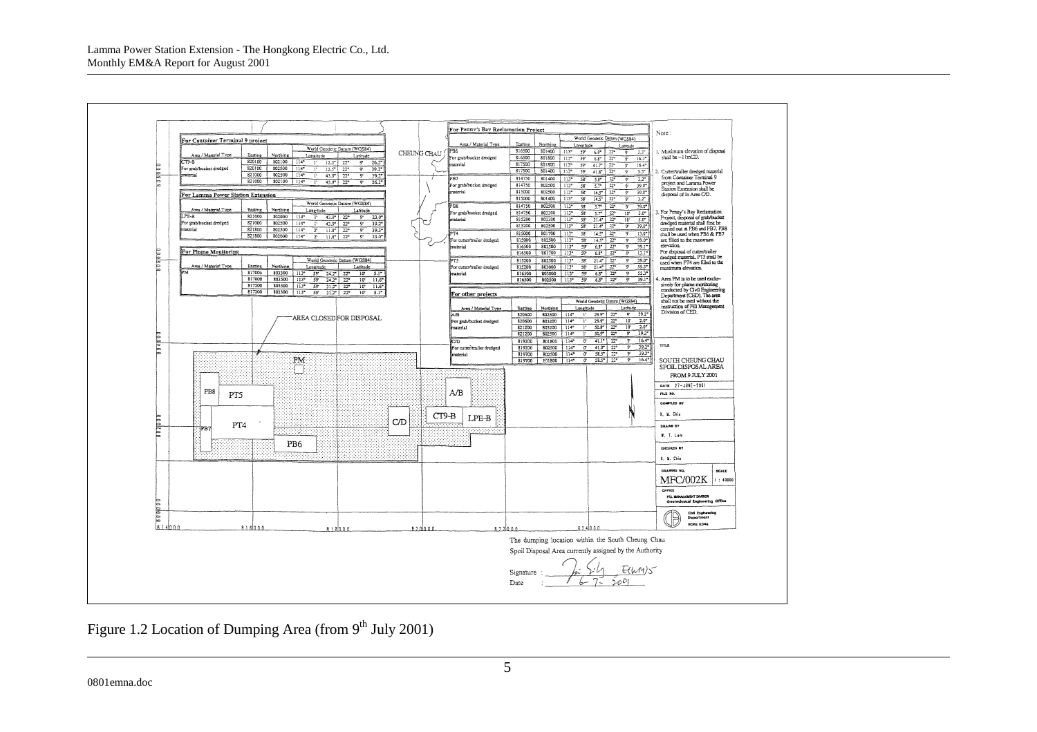## For Container Terminal 9 project

| Area / Material Type | Easting | Northing | Longitude | | | Latitude | | |
|---|---|---|---|---|---|---|---|---|
| | | | World Geodetic Datum (WGS84) | | | | | |
| CT9-B | 820100 | 802100 | 114° | 1' | 12.5" | 22° | 9' | 26.2" |
| For grab/bucket dredged | 820100 | 802500 | 114° | 1' | 12.5" | 22° | 9' | 39.2" |
| material | 821000 | 802500 | 114° | 1' | 43.9" | 22° | 9' | 39.2" |
| | 821000 | 802100 | 114° | 1' | 43.9" | 22° | 9' | 26.2" |

## For Lamma Power Station Extension

| Area / Material Type | Easting | Northing | Longitude | | | Latitude | | |
|---|---|---|---|---|---|---|---|---|
| | | | World Geodetic Datum (WGS84) | | | | | |
| LPE-B | 821000 | 802000 | 114° | 1' | 43.9" | 22° | 9' | 23.0" |
| For grab/bucket dredged | 821000 | 802500 | 114° | 1' | 43.9" | 22° | 9' | 39.2" |
| material | 821800 | 802500 | 114° | 2' | 11.8" | 22° | 9' | 39.2" |
| | 821800 | 802000 | 114° | 2' | 11.8" | 22° | 9' | 23.0" |

## For Plume Monitoring

| Area / Material Type | Easting | Northing | Longitude | | | Latitude | | |
|---|---|---|---|---|---|---|---|---|
| | | | World Geodetic Datum (WGS84) | | | | | |
| PM | 817000 | 803300 | 113° | 59' | 24.2" | 22° | 10' | 5.1" |
| | 817000 | 803500 | 113° | 59' | 24.2" | 22° | 10' | 11.6" |
| | 817200 | 803500 | 113° | 59' | 31.2" | 22° | 10' | 11.6" |
| | 817200 | 803300 | 113° | 59' | 31.2" | 22° | 10' | 5.1" |

## For Penny's Bay Reclamation Project

| Area / Material Type | Easting | Northing | Longitude | | | Latitude | | |
|---|---|---|---|---|---|---|---|---|
| | | | World Geodetic Datum (WGS84) | | | | | |
| PB6 | 816500 | 801400 | 113° | 59' | 6.9" | 22° | 9' | 3.3" |
| For grab/bucket dredged | 816500 | 801800 | 113° | 59' | 6.8" | 22° | 9' | 16.3" |
| material | 817500 | 801800 | 113° | 59' | 41.7" | 22° | 9' | 16.4" |
| | 817500 | 801400 | 113° | 59' | 41.8" | 22° | 9' | 3.3" |
| PB7 | 814750 | 801400 | 113° | 58' | 5.8" | 22° | 9' | 3.2" |
| For grab/bucket dredged | 814750 | 802500 | 113° | 58' | 5.7" | 22° | 9' | 39.0" |
| material | 815000 | 802500 | 113° | 58' | 14.5" | 22° | 9' | 39.0" |
| | 815000 | 801400 | 113° | 58' | 14.5" | 22° | 9' | 3.2" |
| PB8 | 814750 | 802500 | 113° | 58' | 5.7" | 22° | 9' | 39.0" |
| For grab/bucket dredged | 814750 | 803300 | 113° | 58' | 5.7" | 22° | 10' | 5.0" |
| material | 815200 | 803300 | 113° | 58' | 21.4" | 22° | 10' | 5.0" |
| | 815200 | 802500 | 113° | 58' | 21.4" | 22° | 9' | 39.0" |
| PT4 | 815000 | 801700 | 113° | 58' | 14.5" | 22° | 9' | 13.0" |
| For cutter/trailer dredged | 815000 | 802500 | 113° | 58' | 14.5" | 22° | 9' | 39.0" |
| material | 816500 | 802500 | 113° | 59' | 6.8" | 22° | 9' | 39.1" |
| | 816500 | 801700 | 113° | 59' | 6.8" | 22° | 9' | 13.1" |
| PT5 | 815200 | 802500 | 113° | 58' | 21.4" | 22° | 9' | 39.0" |
| For cutter/trailer dredged | 815200 | 803000 | 113° | 58' | 21.4" | 22° | 9' | 55.3" |
| material | 816500 | 803000 | 113° | 59' | 6.8" | 22° | 9' | 55.3" |
| | 816500 | 802500 | 113° | 59' | 6.8" | 22° | 9' | 39.1" |

## For other projects

| Area / Material Type | Easting | Northing | Longitude | | | Latitude | | |
|---|---|---|---|---|---|---|---|---|
| | | | World Geodetic Datum (WGS84) | | | | | |
| A/B | 820600 | 802500 | 114° | 1' | 29.9" | 22° | 9' | 39.2" |
| For grab/bucket dredged | 820600 | 803200 | 114° | 1' | 29.9" | 22° | 10' | 2.0" |
| material | 821200 | 803200 | 114° | 1' | 50.8" | 22° | 10' | 2.0" |
| | 821200 | 802500 | 114° | 1' | 50.8" | 22° | 9' | 39.2" |
| C/D | 819200 | 801800 | 114° | 0' | 41.1" | 22° | 9' | 16.4" |
| For cutter/trailer dredged | 819200 | 802500 | 114° | 0' | 41.0" | 22° | 9' | 39.2" |
| material | 819700 | 802500 | 114° | 0' | 58.5" | 22° | 9' | 39.2" |
| | 819700 | 801800 | 114° | 0' | 58.5" | 22° | 9' | 16.4" |

CHEUNG CHAU

AREA CLOSED FOR DISPOSAL

PM, PB8, PT5, PB7, PT4, PB6, C/D, A/B, CT9-B, LPE-B

814000, 816000, 818000, 820000, 822000, 824000

Note :

1. Maximum elevation of disposal shall be −11mCD.
2. Cutter/trailer dredged material from Container Terminal 9 project and Lamma Power Station Extension shall be disposal of in Area C/D.
3. For Penny's Bay Reclamation Project, disposal of grab/bucket dredged material shall first be carried out at PB6 and PB7. PB8 shall be used when PB6 & PB7 are filled to the maximum elevation. For disposal of cutter/trailer dredged material, PT5 shall be used when PT4 are filled to the maximum elevation.
4. Area PM is to be used exclusively for plume monitoring conducted by Civil Engineering Department (CED). The area shall not be used without the instruction of Fill Management Division of CED.

TITLE: SOUTH CHEUNG CHAU SPOIL DISPOSAL AREA FROM 9 JULY 2001

DATE 27-JUNE-2001

FILE NO.

COMPILED BY K. M. Chiu

DRAWN BY W. T. Lam

CHECKED BY K. M. Chiu

DRAWING NO. MFC/002K SCALE 1 : 40000

OFFICE: FILL MANAGEMENT DIVISION Geotechnical Engineering Office, Civil Engineering Department HONG KONG

The dumping location within the South Cheung Chau Spoil Disposal Area currently assigned by the Authority

Signature : E(WM)5

Date : 6-7-2001

Figure 1.2 Location of Dumping Area (from 9th July 2001)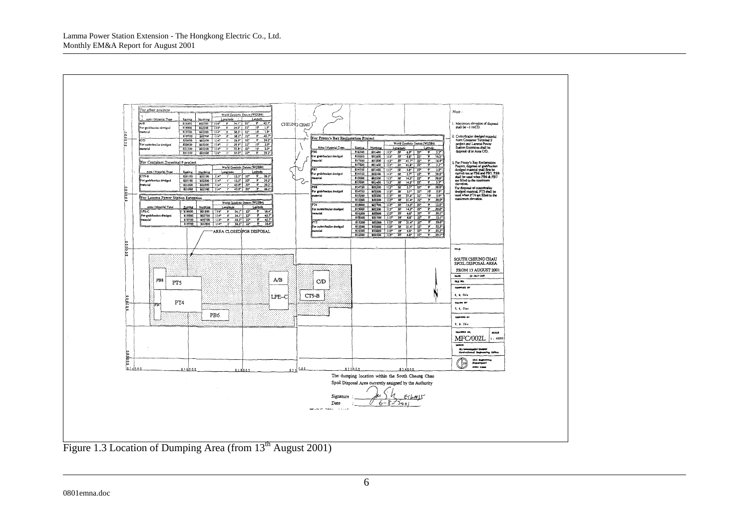Figure 1.3 Location of Dumping Area (from 13th August 2001)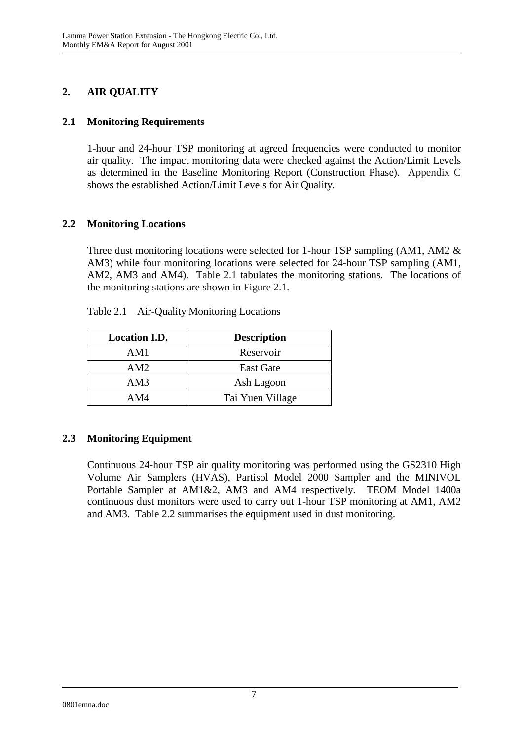## 2. AIR QUALITY

### 2.1 Monitoring Requirements

1-hour and 24-hour TSP monitoring at agreed frequencies were conducted to monitor air quality. The impact monitoring data were checked against the Action/Limit Levels as determined in the Baseline Monitoring Report (Construction Phase). Appendix C shows the established Action/Limit Levels for Air Quality.

### 2.2 Monitoring Locations

Three dust monitoring locations were selected for 1-hour TSP sampling (AM1, AM2 & AM3) while four monitoring locations were selected for 24-hour TSP sampling (AM1, AM2, AM3 and AM4). Table 2.1 tabulates the monitoring stations. The locations of the monitoring stations are shown in Figure 2.1.

Table 2.1 Air-Quality Monitoring Locations

| Location I.D. | Description |
|---|---|
| AM1 | Reservoir |
| AM2 | East Gate |
| AM3 | Ash Lagoon |
| AM4 | Tai Yuen Village |

### 2.3 Monitoring Equipment

Continuous 24-hour TSP air quality monitoring was performed using the GS2310 High Volume Air Samplers (HVAS), Partisol Model 2000 Sampler and the MINIVOL Portable Sampler at AM1&2, AM3 and AM4 respectively. TEOM Model 1400a continuous dust monitors were used to carry out 1-hour TSP monitoring at AM1, AM2 and AM3. Table 2.2 summarises the equipment used in dust monitoring.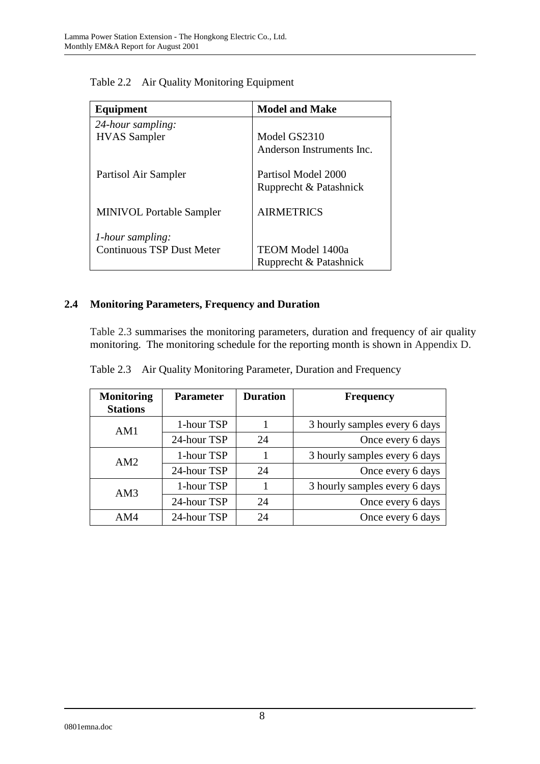Table 2.2 Air Quality Monitoring Equipment

| Equipment | Model and Make |
| --- | --- |
| *24-hour sampling:* | |
| HVAS Sampler | Model GS2310<br>Anderson Instruments Inc. |
| Partisol Air Sampler | Partisol Model 2000<br>Rupprecht & Patashnick |
| MINIVOL Portable Sampler | AIRMETRICS |
| *1-hour sampling:* | |
| Continuous TSP Dust Meter | TEOM Model 1400a<br>Rupprecht & Patashnick |

## 2.4 Monitoring Parameters, Frequency and Duration

Table 2.3 summarises the monitoring parameters, duration and frequency of air quality monitoring. The monitoring schedule for the reporting month is shown in Appendix D.

Table 2.3 Air Quality Monitoring Parameter, Duration and Frequency

| Monitoring Stations | Parameter | Duration | Frequency |
| --- | --- | --- | --- |
| AM1 | 1-hour TSP | 1 | 3 hourly samples every 6 days |
| | 24-hour TSP | 24 | Once every 6 days |
| AM2 | 1-hour TSP | 1 | 3 hourly samples every 6 days |
| | 24-hour TSP | 24 | Once every 6 days |
| AM3 | 1-hour TSP | 1 | 3 hourly samples every 6 days |
| | 24-hour TSP | 24 | Once every 6 days |
| AM4 | 24-hour TSP | 24 | Once every 6 days |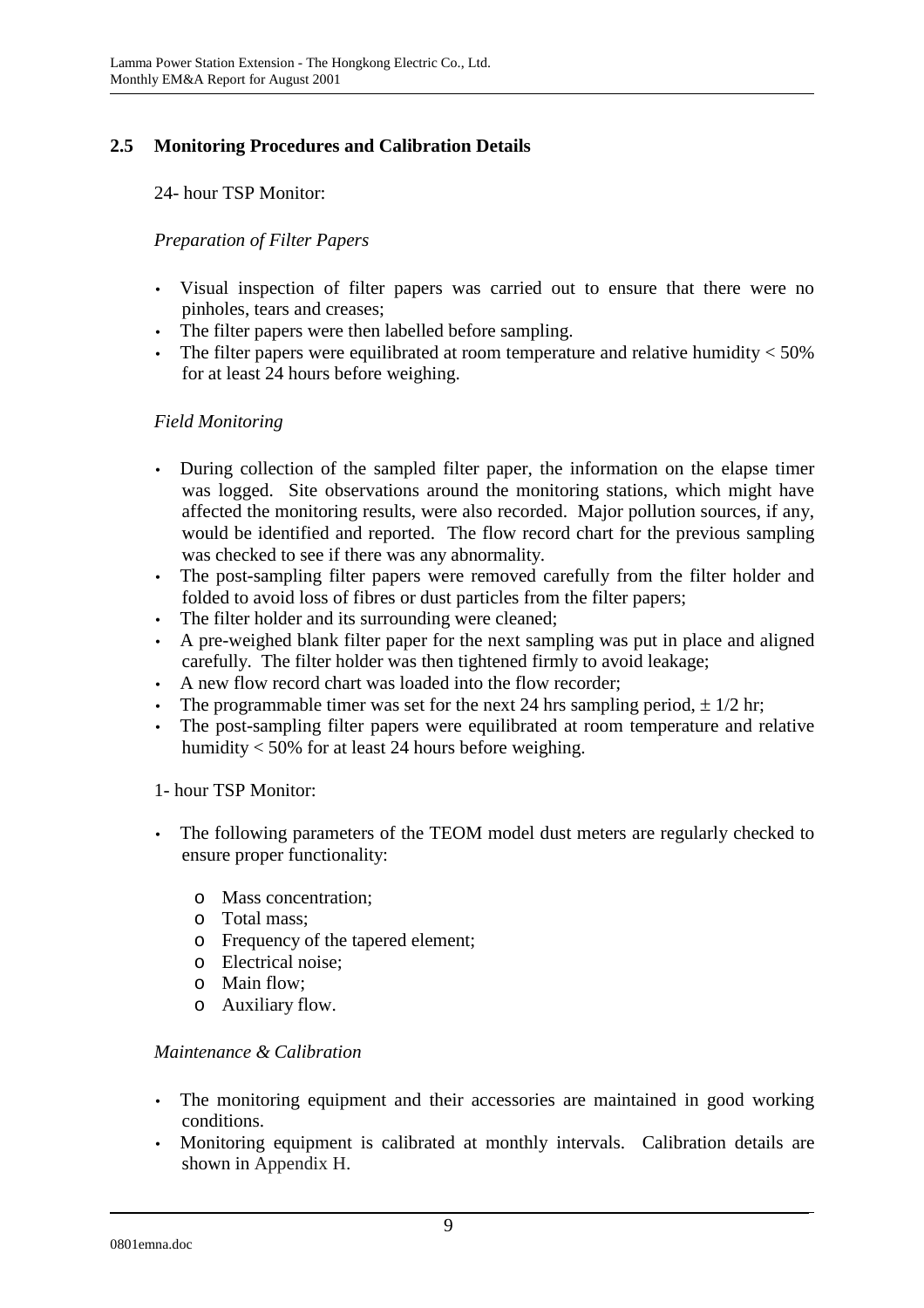## 2.5 Monitoring Procedures and Calibration Details

24- hour TSP Monitor:

*Preparation of Filter Papers*

- Visual inspection of filter papers was carried out to ensure that there were no pinholes, tears and creases;
- The filter papers were then labelled before sampling.
- The filter papers were equilibrated at room temperature and relative humidity < 50% for at least 24 hours before weighing.

*Field Monitoring*

- During collection of the sampled filter paper, the information on the elapse timer was logged. Site observations around the monitoring stations, which might have affected the monitoring results, were also recorded. Major pollution sources, if any, would be identified and reported. The flow record chart for the previous sampling was checked to see if there was any abnormality.
- The post-sampling filter papers were removed carefully from the filter holder and folded to avoid loss of fibres or dust particles from the filter papers;
- The filter holder and its surrounding were cleaned;
- A pre-weighed blank filter paper for the next sampling was put in place and aligned carefully. The filter holder was then tightened firmly to avoid leakage;
- A new flow record chart was loaded into the flow recorder;
- The programmable timer was set for the next 24 hrs sampling period, ± 1/2 hr;
- The post-sampling filter papers were equilibrated at room temperature and relative humidity < 50% for at least 24 hours before weighing.

1- hour TSP Monitor:

- The following parameters of the TEOM model dust meters are regularly checked to ensure proper functionality:
  - Mass concentration;
  - Total mass;
  - Frequency of the tapered element;
  - Electrical noise;
  - Main flow;
  - Auxiliary flow.

*Maintenance & Calibration*

- The monitoring equipment and their accessories are maintained in good working conditions.
- Monitoring equipment is calibrated at monthly intervals. Calibration details are shown in Appendix H.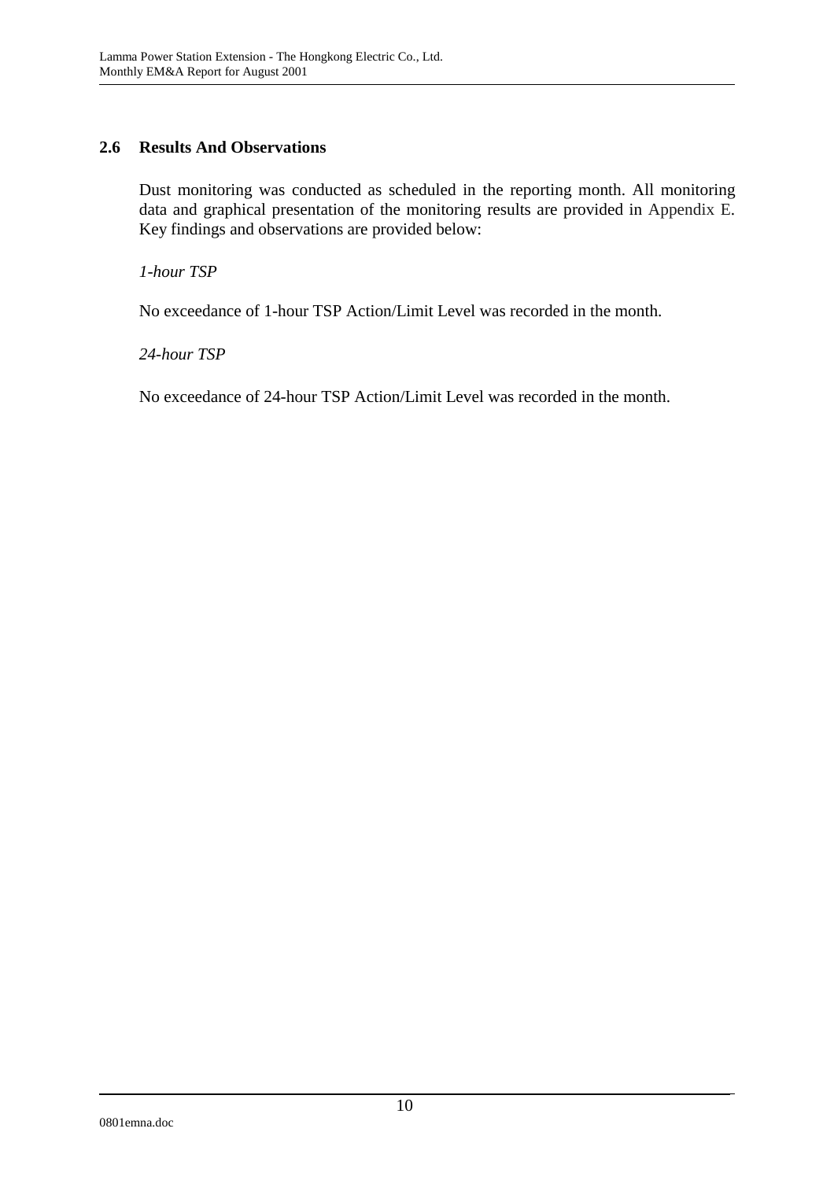## 2.6 Results And Observations

Dust monitoring was conducted as scheduled in the reporting month. All monitoring data and graphical presentation of the monitoring results are provided in Appendix E. Key findings and observations are provided below:

*1-hour TSP*

No exceedance of 1-hour TSP Action/Limit Level was recorded in the month.

*24-hour TSP*

No exceedance of 24-hour TSP Action/Limit Level was recorded in the month.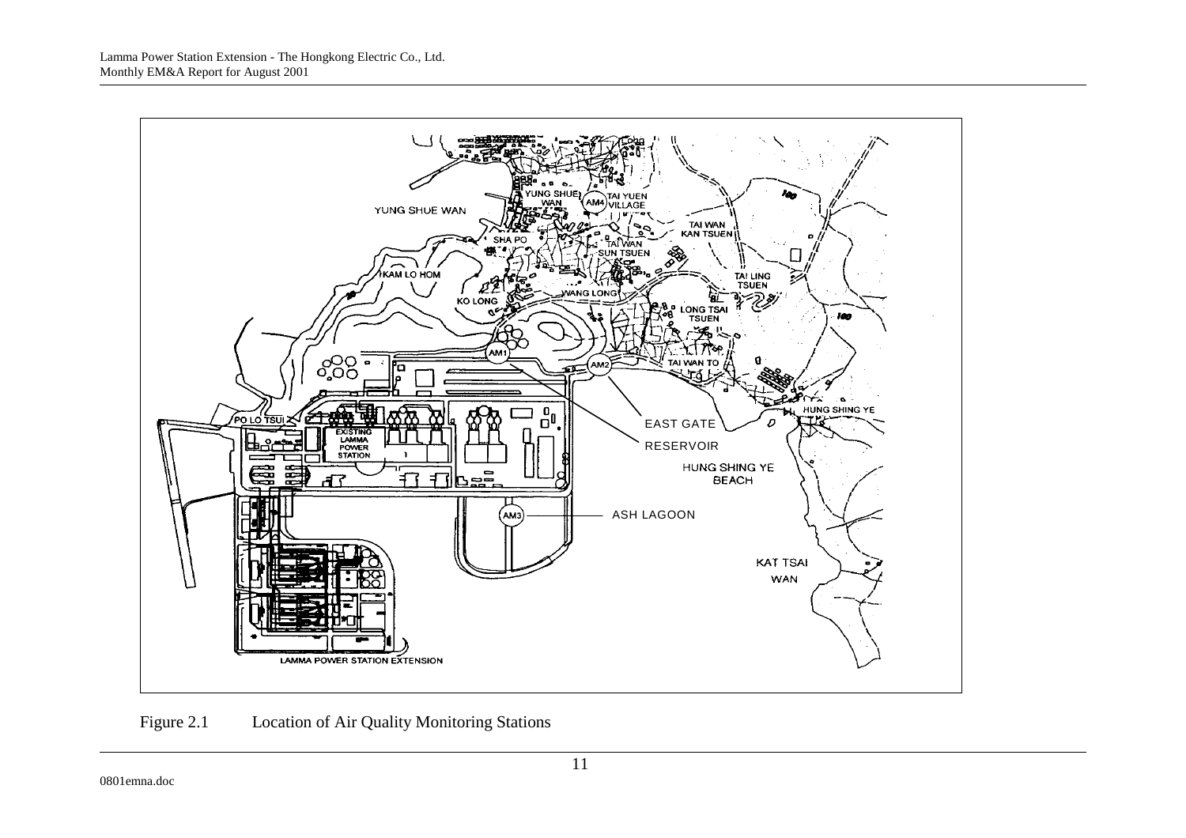Figure 2.1 Location of Air Quality Monitoring Stations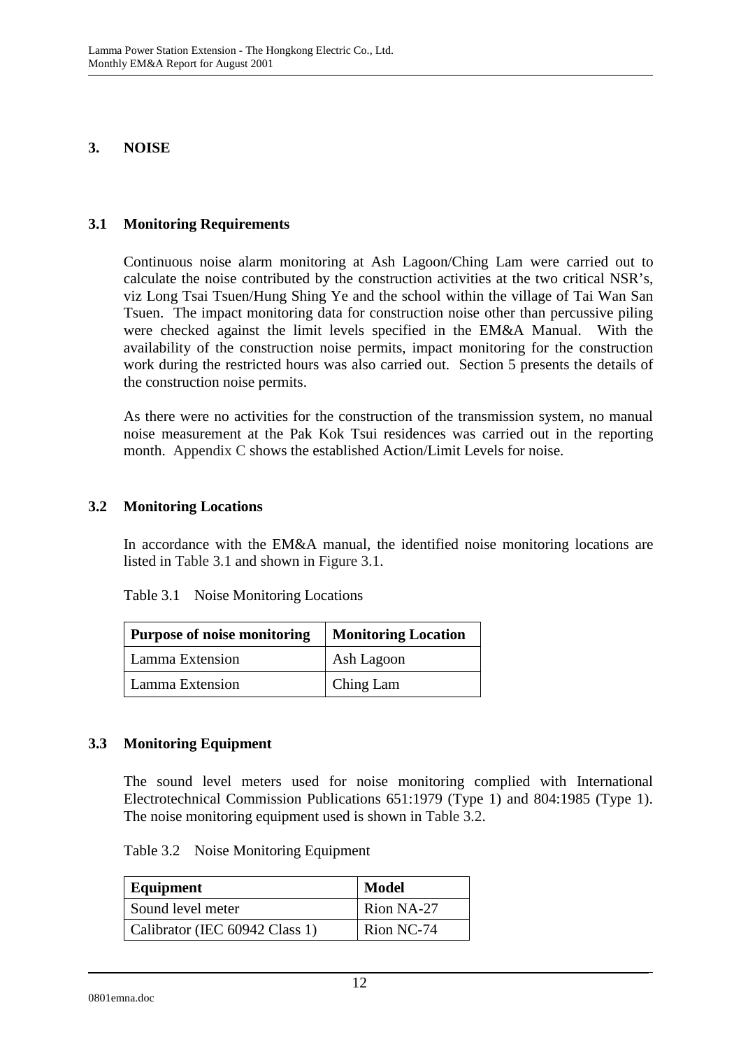# 3. NOISE

## 3.1 Monitoring Requirements

Continuous noise alarm monitoring at Ash Lagoon/Ching Lam were carried out to calculate the noise contributed by the construction activities at the two critical NSR's, viz Long Tsai Tsuen/Hung Shing Ye and the school within the village of Tai Wan San Tsuen. The impact monitoring data for construction noise other than percussive piling were checked against the limit levels specified in the EM&A Manual. With the availability of the construction noise permits, impact monitoring for the construction work during the restricted hours was also carried out. Section 5 presents the details of the construction noise permits.

As there were no activities for the construction of the transmission system, no manual noise measurement at the Pak Kok Tsui residences was carried out in the reporting month. Appendix C shows the established Action/Limit Levels for noise.

## 3.2 Monitoring Locations

In accordance with the EM&A manual, the identified noise monitoring locations are listed in Table 3.1 and shown in Figure 3.1.

Table 3.1 Noise Monitoring Locations

| Purpose of noise monitoring | Monitoring Location |
| --- | --- |
| Lamma Extension | Ash Lagoon |
| Lamma Extension | Ching Lam |

## 3.3 Monitoring Equipment

The sound level meters used for noise monitoring complied with International Electrotechnical Commission Publications 651:1979 (Type 1) and 804:1985 (Type 1). The noise monitoring equipment used is shown in Table 3.2.

Table 3.2 Noise Monitoring Equipment

| Equipment | Model |
| --- | --- |
| Sound level meter | Rion NA-27 |
| Calibrator (IEC 60942 Class 1) | Rion NC-74 |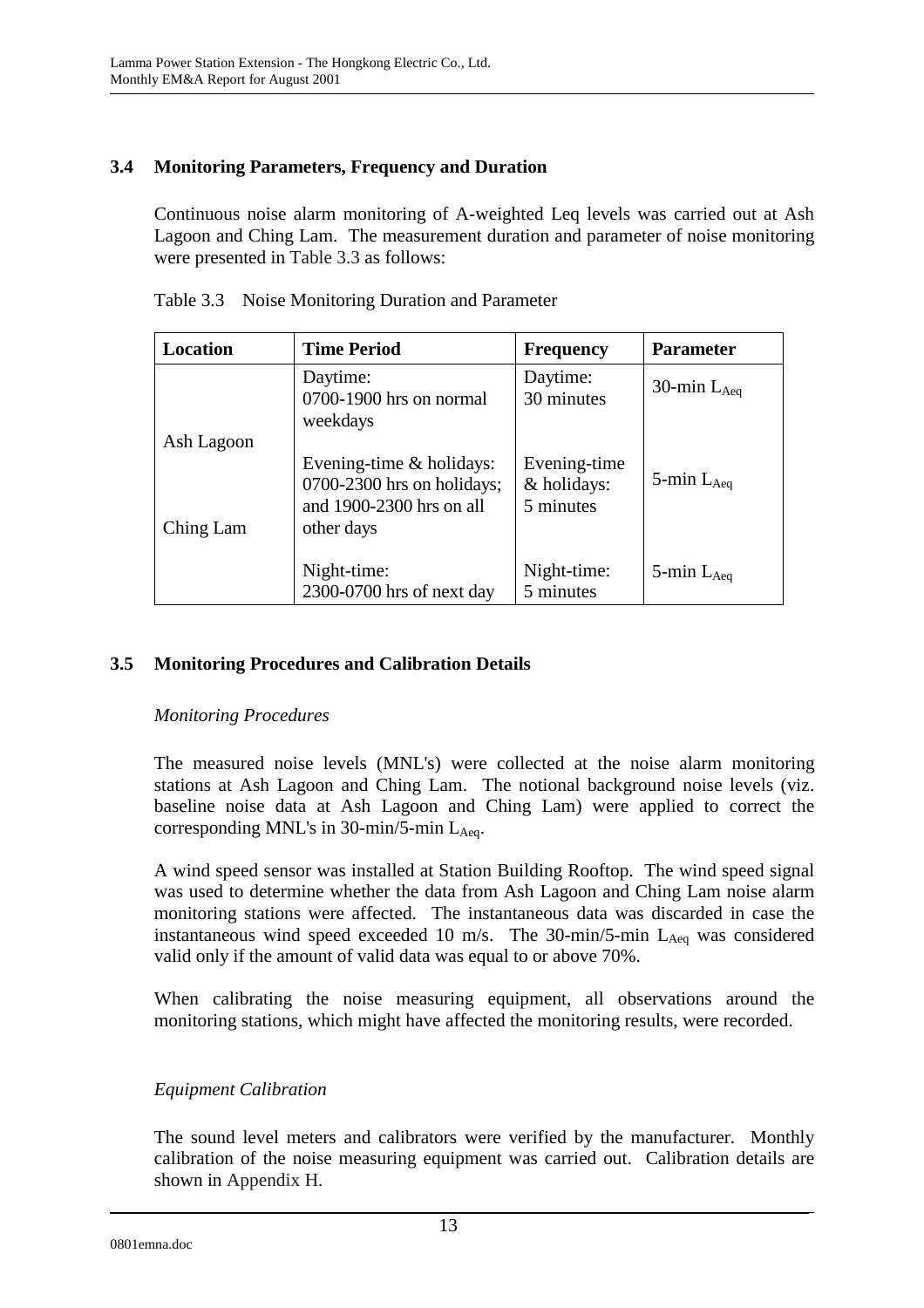## 3.4 Monitoring Parameters, Frequency and Duration

Continuous noise alarm monitoring of A-weighted Leq levels was carried out at Ash Lagoon and Ching Lam. The measurement duration and parameter of noise monitoring were presented in Table 3.3 as follows:

Table 3.3 Noise Monitoring Duration and Parameter

| Location | Time Period | Frequency | Parameter |
|---|---|---|---|
| Ash Lagoon<br><br>Ching Lam | Daytime:<br>0700-1900 hrs on normal weekdays | Daytime:<br>30 minutes | 30-min $L_{Aeq}$ |
| | Evening-time & holidays:<br>0700-2300 hrs on holidays; and 1900-2300 hrs on all other days | Evening-time & holidays:<br>5 minutes | 5-min $L_{Aeq}$ |
| | Night-time:<br>2300-0700 hrs of next day | Night-time:<br>5 minutes | 5-min $L_{Aeq}$ |

## 3.5 Monitoring Procedures and Calibration Details

*Monitoring Procedures*

The measured noise levels (MNL's) were collected at the noise alarm monitoring stations at Ash Lagoon and Ching Lam. The notional background noise levels (viz. baseline noise data at Ash Lagoon and Ching Lam) were applied to correct the corresponding MNL's in 30-min/5-min $L_{Aeq}$.

A wind speed sensor was installed at Station Building Rooftop. The wind speed signal was used to determine whether the data from Ash Lagoon and Ching Lam noise alarm monitoring stations were affected. The instantaneous data was discarded in case the instantaneous wind speed exceeded 10 m/s. The 30-min/5-min $L_{Aeq}$ was considered valid only if the amount of valid data was equal to or above 70%.

When calibrating the noise measuring equipment, all observations around the monitoring stations, which might have affected the monitoring results, were recorded.

*Equipment Calibration*

The sound level meters and calibrators were verified by the manufacturer. Monthly calibration of the noise measuring equipment was carried out. Calibration details are shown in Appendix H.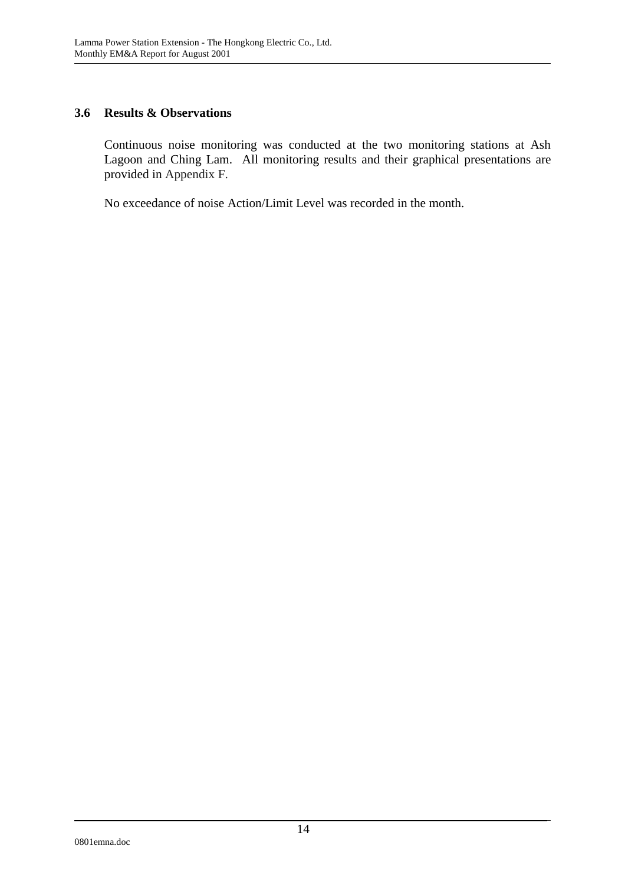### 3.6 Results & Observations

Continuous noise monitoring was conducted at the two monitoring stations at Ash Lagoon and Ching Lam. All monitoring results and their graphical presentations are provided in Appendix F.

No exceedance of noise Action/Limit Level was recorded in the month.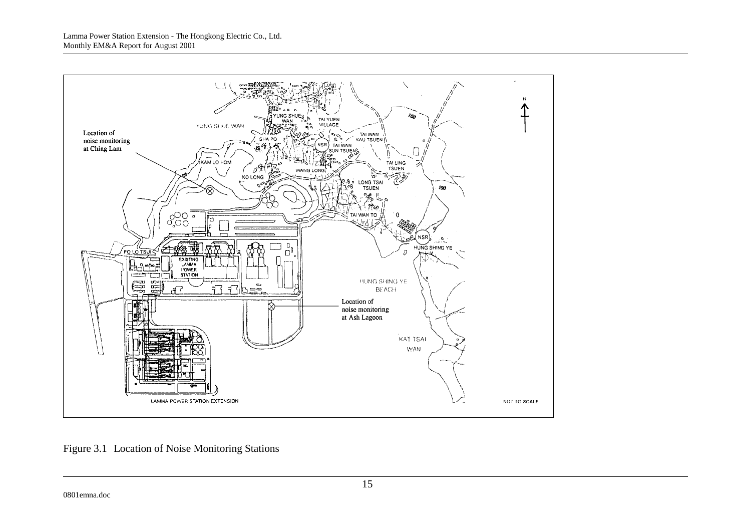Figure 3.1 Location of Noise Monitoring Stations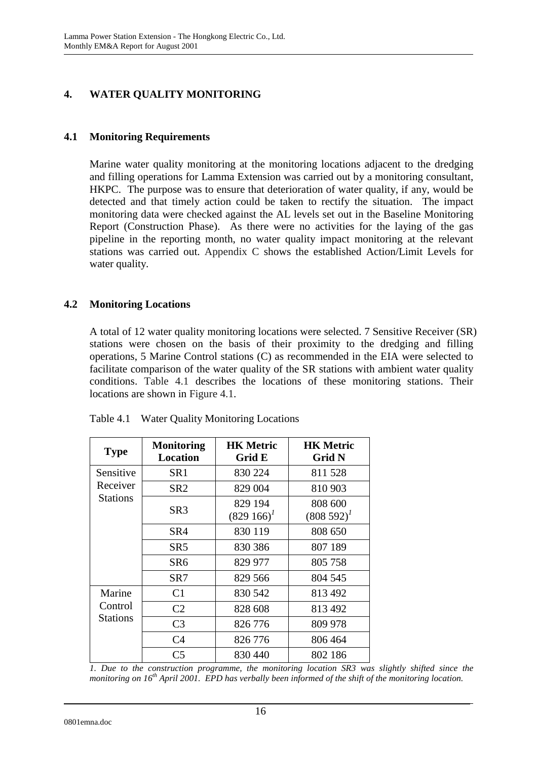# 4. WATER QUALITY MONITORING

## 4.1 Monitoring Requirements

Marine water quality monitoring at the monitoring locations adjacent to the dredging and filling operations for Lamma Extension was carried out by a monitoring consultant, HKPC. The purpose was to ensure that deterioration of water quality, if any, would be detected and that timely action could be taken to rectify the situation. The impact monitoring data were checked against the AL levels set out in the Baseline Monitoring Report (Construction Phase). As there were no activities for the laying of the gas pipeline in the reporting month, no water quality impact monitoring at the relevant stations was carried out. Appendix C shows the established Action/Limit Levels for water quality.

## 4.2 Monitoring Locations

A total of 12 water quality monitoring locations were selected. 7 Sensitive Receiver (SR) stations were chosen on the basis of their proximity to the dredging and filling operations, 5 Marine Control stations (C) as recommended in the EIA were selected to facilitate comparison of the water quality of the SR stations with ambient water quality conditions. Table 4.1 describes the locations of these monitoring stations. Their locations are shown in Figure 4.1.

Table 4.1 Water Quality Monitoring Locations

| Type | Monitoring Location | HK Metric Grid E | HK Metric Grid N |
|---|---|---|---|
| Sensitive Receiver Stations | SR1 | 830 224 | 811 528 |
| | SR2 | 829 004 | 810 903 |
| | SR3 | 829 194 (829 166)[1] | 808 600 (808 592)[1] |
| | SR4 | 830 119 | 808 650 |
| | SR5 | 830 386 | 807 189 |
| | SR6 | 829 977 | 805 758 |
| | SR7 | 829 566 | 804 545 |
| Marine Control Stations | C1 | 830 542 | 813 492 |
| | C2 | 828 608 | 813 492 |
| | C3 | 826 776 | 809 978 |
| | C4 | 826 776 | 806 464 |
| | C5 | 830 440 | 802 186 |

*1. Due to the construction programme, the monitoring location SR3 was slightly shifted since the monitoring on 16th April 2001. EPD has verbally been informed of the shift of the monitoring location.*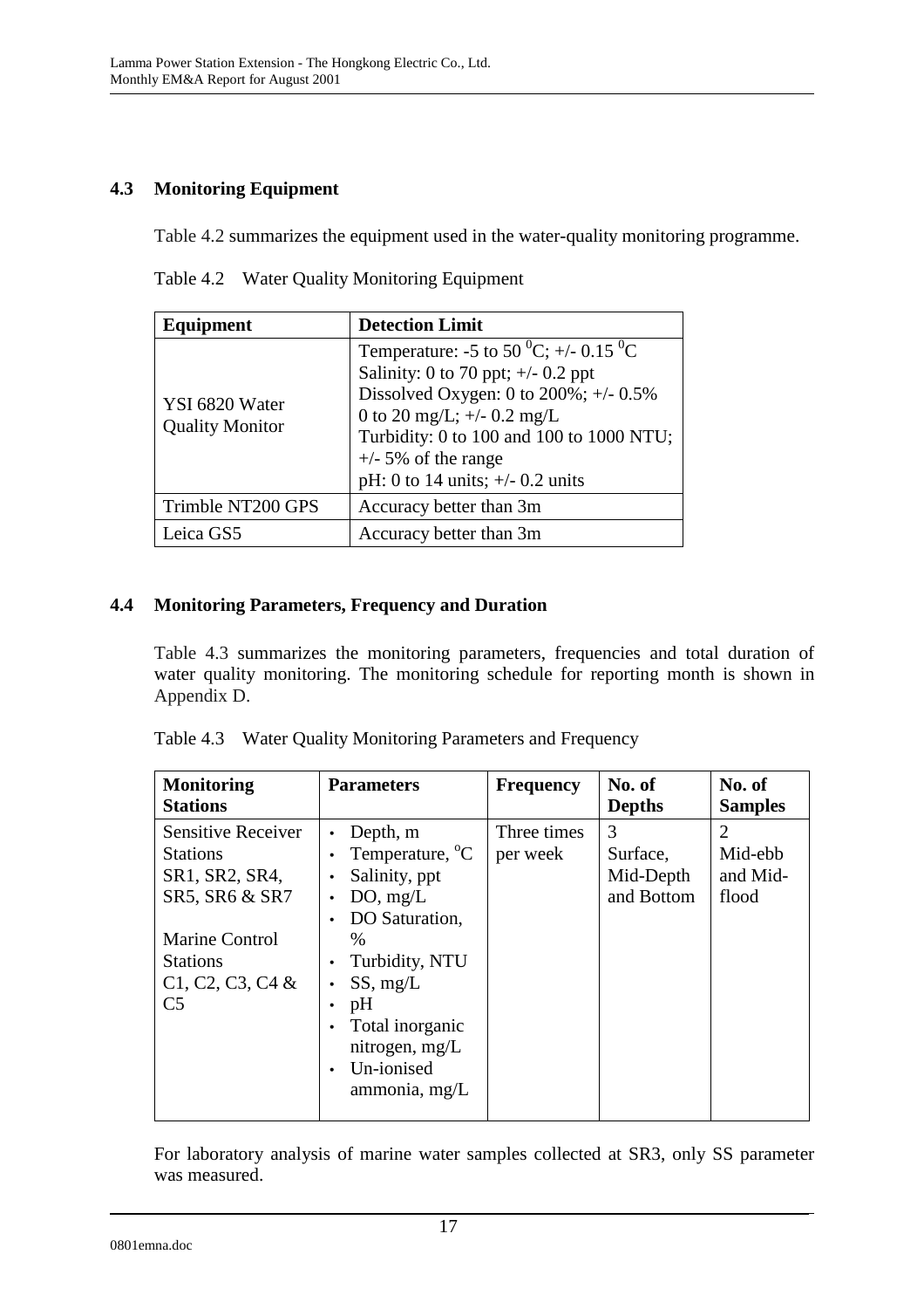## 4.3 Monitoring Equipment

Table 4.2 summarizes the equipment used in the water-quality monitoring programme.

Table 4.2 Water Quality Monitoring Equipment

| Equipment | Detection Limit |
|---|---|
| YSI 6820 Water Quality Monitor | Temperature: -5 to 50 $^0$C; +/- 0.15 $^0$C<br>Salinity: 0 to 70 ppt; +/- 0.2 ppt<br>Dissolved Oxygen: 0 to 200%; +/- 0.5%<br>0 to 20 mg/L; +/- 0.2 mg/L<br>Turbidity: 0 to 100 and 100 to 1000 NTU; +/- 5% of the range<br>pH: 0 to 14 units; +/- 0.2 units |
| Trimble NT200 GPS | Accuracy better than 3m |
| Leica GS5 | Accuracy better than 3m |

## 4.4 Monitoring Parameters, Frequency and Duration

Table 4.3 summarizes the monitoring parameters, frequencies and total duration of water quality monitoring. The monitoring schedule for reporting month is shown in Appendix D.

Table 4.3 Water Quality Monitoring Parameters and Frequency

| Monitoring Stations | Parameters | Frequency | No. of Depths | No. of Samples |
|---|---|---|---|---|
| Sensitive Receiver Stations SR1, SR2, SR4, SR5, SR6 & SR7<br><br>Marine Control Stations C1, C2, C3, C4 & C5 | • Depth, m<br>• Temperature, $^o$C<br>• Salinity, ppt<br>• DO, mg/L<br>• DO Saturation, %<br>• Turbidity, NTU<br>• SS, mg/L<br>• pH<br>• Total inorganic nitrogen, mg/L<br>• Un-ionised ammonia, mg/L | Three times per week | 3<br>Surface, Mid-Depth and Bottom | 2<br>Mid-ebb and Mid-flood |

For laboratory analysis of marine water samples collected at SR3, only SS parameter was measured.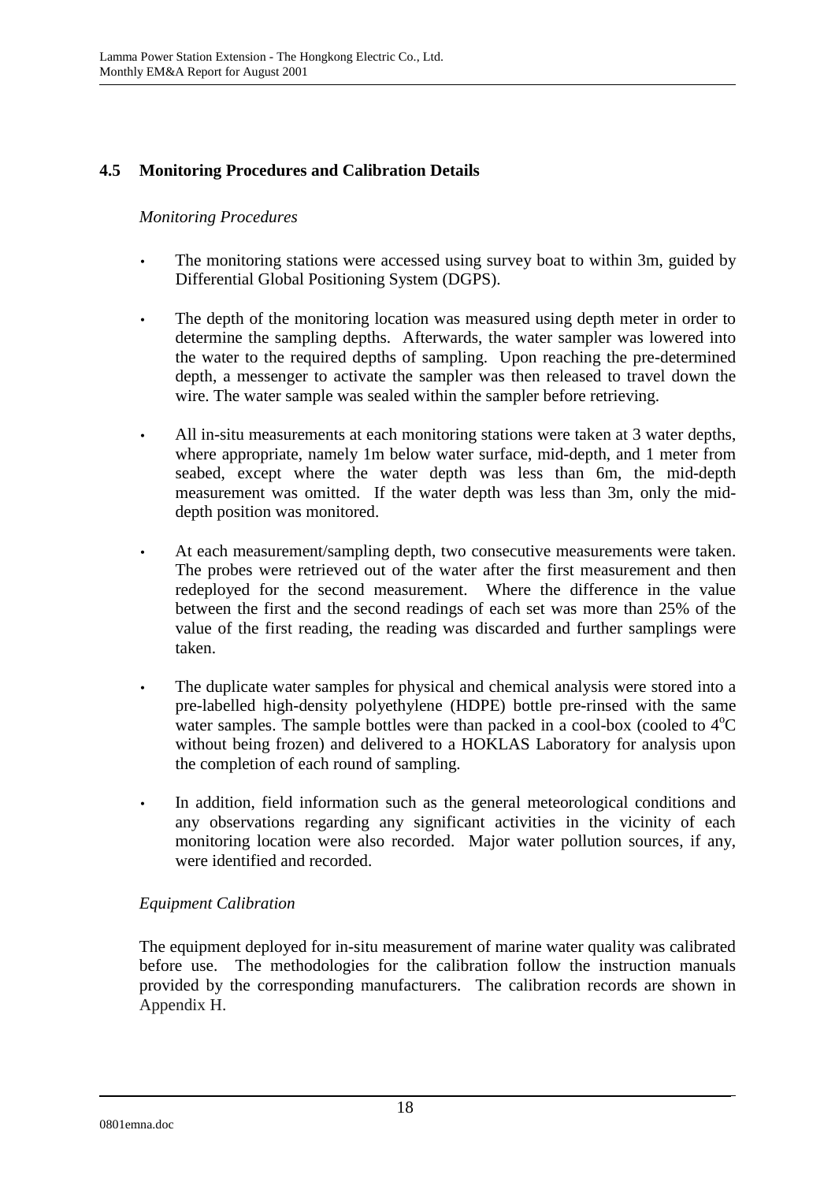## 4.5 Monitoring Procedures and Calibration Details

*Monitoring Procedures*

- The monitoring stations were accessed using survey boat to within 3m, guided by Differential Global Positioning System (DGPS).
- The depth of the monitoring location was measured using depth meter in order to determine the sampling depths. Afterwards, the water sampler was lowered into the water to the required depths of sampling. Upon reaching the pre-determined depth, a messenger to activate the sampler was then released to travel down the wire. The water sample was sealed within the sampler before retrieving.
- All in-situ measurements at each monitoring stations were taken at 3 water depths, where appropriate, namely 1m below water surface, mid-depth, and 1 meter from seabed, except where the water depth was less than 6m, the mid-depth measurement was omitted. If the water depth was less than 3m, only the mid-depth position was monitored.
- At each measurement/sampling depth, two consecutive measurements were taken. The probes were retrieved out of the water after the first measurement and then redeployed for the second measurement. Where the difference in the value between the first and the second readings of each set was more than 25% of the value of the first reading, the reading was discarded and further samplings were taken.
- The duplicate water samples for physical and chemical analysis were stored into a pre-labelled high-density polyethylene (HDPE) bottle pre-rinsed with the same water samples. The sample bottles were than packed in a cool-box (cooled to $4^{o}C$ without being frozen) and delivered to a HOKLAS Laboratory for analysis upon the completion of each round of sampling.
- In addition, field information such as the general meteorological conditions and any observations regarding any significant activities in the vicinity of each monitoring location were also recorded. Major water pollution sources, if any, were identified and recorded.

*Equipment Calibration*

The equipment deployed for in-situ measurement of marine water quality was calibrated before use. The methodologies for the calibration follow the instruction manuals provided by the corresponding manufacturers. The calibration records are shown in Appendix H.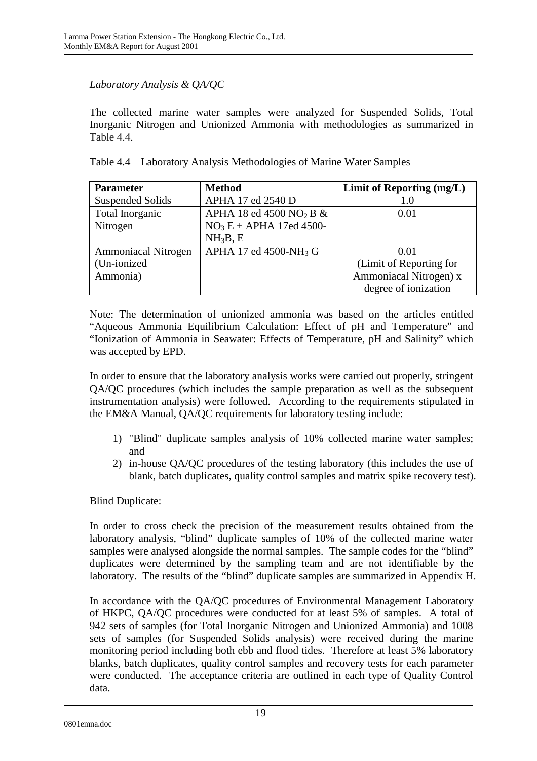*Laboratory Analysis & QA/QC*

The collected marine water samples were analyzed for Suspended Solids, Total Inorganic Nitrogen and Unionized Ammonia with methodologies as summarized in Table 4.4.

Table 4.4 Laboratory Analysis Methodologies of Marine Water Samples

| Parameter | Method | Limit of Reporting (mg/L) |
|---|---|---|
| Suspended Solids | APHA 17 ed 2540 D | 1.0 |
| Total Inorganic Nitrogen | APHA 18 ed 4500 $NO_2$ B & $NO_3$ E + APHA 17ed 4500-$NH_3$B, E | 0.01 |
| Ammoniacal Nitrogen (Un-ionized Ammonia) | APHA 17 ed 4500-$NH_3$ G | 0.01 (Limit of Reporting for Ammoniacal Nitrogen) x degree of ionization |

Note: The determination of unionized ammonia was based on the articles entitled "Aqueous Ammonia Equilibrium Calculation: Effect of pH and Temperature" and "Ionization of Ammonia in Seawater: Effects of Temperature, pH and Salinity" which was accepted by EPD.

In order to ensure that the laboratory analysis works were carried out properly, stringent QA/QC procedures (which includes the sample preparation as well as the subsequent instrumentation analysis) were followed. According to the requirements stipulated in the EM&A Manual, QA/QC requirements for laboratory testing include:

1) "Blind" duplicate samples analysis of 10% collected marine water samples; and
2) in-house QA/QC procedures of the testing laboratory (this includes the use of blank, batch duplicates, quality control samples and matrix spike recovery test).

Blind Duplicate:

In order to cross check the precision of the measurement results obtained from the laboratory analysis, "blind" duplicate samples of 10% of the collected marine water samples were analysed alongside the normal samples. The sample codes for the "blind" duplicates were determined by the sampling team and are not identifiable by the laboratory. The results of the "blind" duplicate samples are summarized in Appendix H.

In accordance with the QA/QC procedures of Environmental Management Laboratory of HKPC, QA/QC procedures were conducted for at least 5% of samples. A total of 942 sets of samples (for Total Inorganic Nitrogen and Unionized Ammonia) and 1008 sets of samples (for Suspended Solids analysis) were received during the marine monitoring period including both ebb and flood tides. Therefore at least 5% laboratory blanks, batch duplicates, quality control samples and recovery tests for each parameter were conducted. The acceptance criteria are outlined in each type of Quality Control data.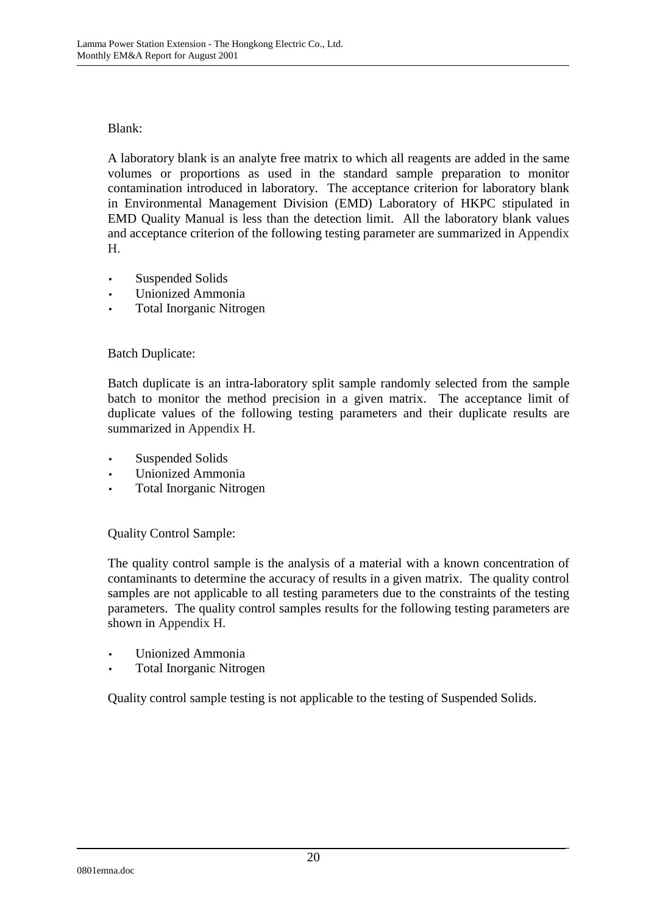Blank:

A laboratory blank is an analyte free matrix to which all reagents are added in the same volumes or proportions as used in the standard sample preparation to monitor contamination introduced in laboratory. The acceptance criterion for laboratory blank in Environmental Management Division (EMD) Laboratory of HKPC stipulated in EMD Quality Manual is less than the detection limit. All the laboratory blank values and acceptance criterion of the following testing parameter are summarized in Appendix H.

- Suspended Solids
- Unionized Ammonia
- Total Inorganic Nitrogen

Batch Duplicate:

Batch duplicate is an intra-laboratory split sample randomly selected from the sample batch to monitor the method precision in a given matrix. The acceptance limit of duplicate values of the following testing parameters and their duplicate results are summarized in Appendix H.

- Suspended Solids
- Unionized Ammonia
- Total Inorganic Nitrogen

Quality Control Sample:

The quality control sample is the analysis of a material with a known concentration of contaminants to determine the accuracy of results in a given matrix. The quality control samples are not applicable to all testing parameters due to the constraints of the testing parameters. The quality control samples results for the following testing parameters are shown in Appendix H.

- Unionized Ammonia
- Total Inorganic Nitrogen

Quality control sample testing is not applicable to the testing of Suspended Solids.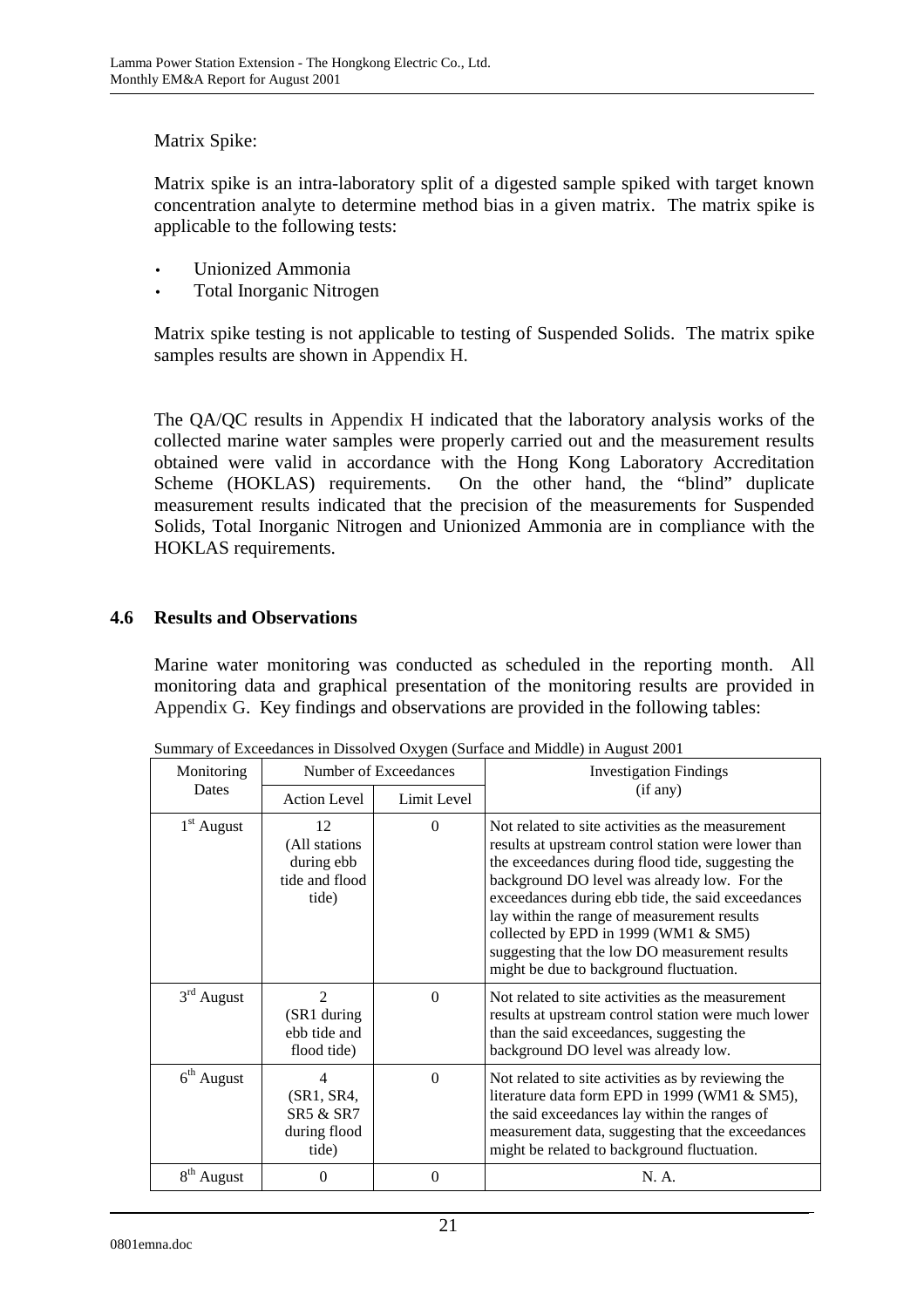Matrix Spike:

Matrix spike is an intra-laboratory split of a digested sample spiked with target known concentration analyte to determine method bias in a given matrix. The matrix spike is applicable to the following tests:

- Unionized Ammonia
- Total Inorganic Nitrogen

Matrix spike testing is not applicable to testing of Suspended Solids. The matrix spike samples results are shown in Appendix H.

The QA/QC results in Appendix H indicated that the laboratory analysis works of the collected marine water samples were properly carried out and the measurement results obtained were valid in accordance with the Hong Kong Laboratory Accreditation Scheme (HOKLAS) requirements. On the other hand, the "blind" duplicate measurement results indicated that the precision of the measurements for Suspended Solids, Total Inorganic Nitrogen and Unionized Ammonia are in compliance with the HOKLAS requirements.

## 4.6 Results and Observations

Marine water monitoring was conducted as scheduled in the reporting month. All monitoring data and graphical presentation of the monitoring results are provided in Appendix G. Key findings and observations are provided in the following tables:

Summary of Exceedances in Dissolved Oxygen (Surface and Middle) in August 2001

| Monitoring Dates | Number of Exceedances | | Investigation Findings (if any) |
|---|---|---|---|
| | Action Level | Limit Level | |
| 1st August | 12 (All stations during ebb tide and flood tide) | 0 | Not related to site activities as the measurement results at upstream control station were lower than the exceedances during flood tide, suggesting the background DO level was already low. For the exceedances during ebb tide, the said exceedances lay within the range of measurement results collected by EPD in 1999 (WM1 & SM5) suggesting that the low DO measurement results might be due to background fluctuation. |
| 3rd August | 2 (SR1 during ebb tide and flood tide) | 0 | Not related to site activities as the measurement results at upstream control station were much lower than the said exceedances, suggesting the background DO level was already low. |
| 6th August | 4 (SR1, SR4, SR5 & SR7 during flood tide) | 0 | Not related to site activities as by reviewing the literature data form EPD in 1999 (WM1 & SM5), the said exceedances lay within the ranges of measurement data, suggesting that the exceedances might be related to background fluctuation. |
| 8th August | 0 | 0 | N. A. |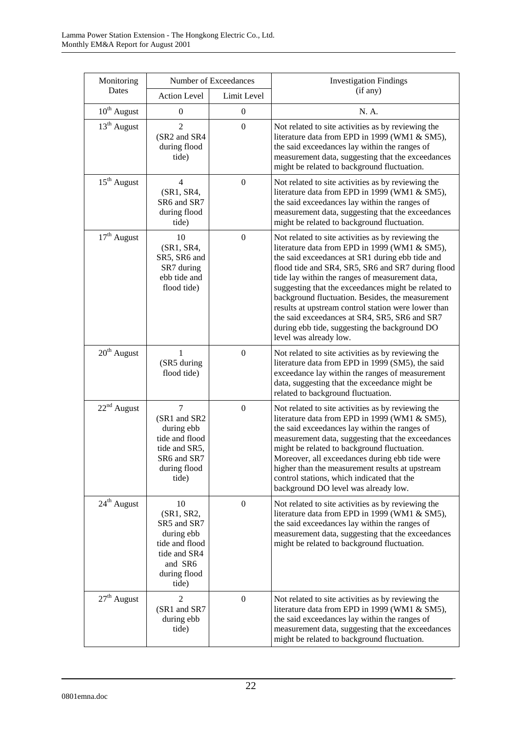| Monitoring Dates | Number of Exceedances | | Investigation Findings (if any) |
|---|---|---|---|
| | Action Level | Limit Level | |
| 10th August | 0 | 0 | N. A. |
| 13th August | 2 (SR2 and SR4 during flood tide) | 0 | Not related to site activities as by reviewing the literature data from EPD in 1999 (WM1 & SM5), the said exceedances lay within the ranges of measurement data, suggesting that the exceedances might be related to background fluctuation. |
| 15th August | 4 (SR1, SR4, SR6 and SR7 during flood tide) | 0 | Not related to site activities as by reviewing the literature data from EPD in 1999 (WM1 & SM5), the said exceedances lay within the ranges of measurement data, suggesting that the exceedances might be related to background fluctuation. |
| 17th August | 10 (SR1, SR4, SR5, SR6 and SR7 during ebb tide and flood tide) | 0 | Not related to site activities as by reviewing the literature data from EPD in 1999 (WM1 & SM5), the said exceedances at SR1 during ebb tide and flood tide and SR4, SR5, SR6 and SR7 during flood tide lay within the ranges of measurement data, suggesting that the exceedances might be related to background fluctuation. Besides, the measurement results at upstream control station were lower than the said exceedances at SR4, SR5, SR6 and SR7 during ebb tide, suggesting the background DO level was already low. |
| 20th August | 1 (SR5 during flood tide) | 0 | Not related to site activities as by reviewing the literature data from EPD in 1999 (SM5), the said exceedance lay within the ranges of measurement data, suggesting that the exceedance might be related to background fluctuation. |
| 22nd August | 7 (SR1 and SR2 during ebb tide and flood tide and SR5, SR6 and SR7 during flood tide) | 0 | Not related to site activities as by reviewing the literature data from EPD in 1999 (WM1 & SM5), the said exceedances lay within the ranges of measurement data, suggesting that the exceedances might be related to background fluctuation. Moreover, all exceedances during ebb tide were higher than the measurement results at upstream control stations, which indicated that the background DO level was already low. |
| 24th August | 10 (SR1, SR2, SR5 and SR7 during ebb tide and flood tide and SR4 and SR6 during flood tide) | 0 | Not related to site activities as by reviewing the literature data from EPD in 1999 (WM1 & SM5), the said exceedances lay within the ranges of measurement data, suggesting that the exceedances might be related to background fluctuation. |
| 27th August | 2 (SR1 and SR7 during ebb tide) | 0 | Not related to site activities as by reviewing the literature data from EPD in 1999 (WM1 & SM5), the said exceedances lay within the ranges of measurement data, suggesting that the exceedances might be related to background fluctuation. |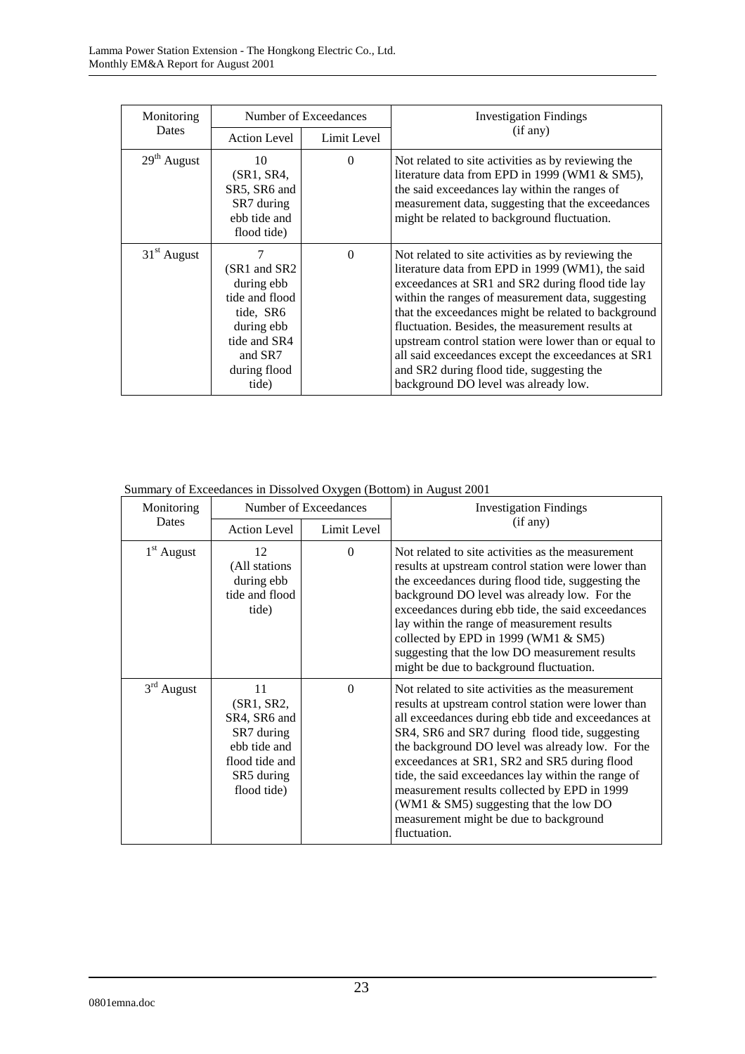| Monitoring Dates | Number of Exceedances | | Investigation Findings (if any) |
|---|---|---|---|
| | Action Level | Limit Level | |
| 29th August | 10 (SR1, SR4, SR5, SR6 and SR7 during ebb tide and flood tide) | 0 | Not related to site activities as by reviewing the literature data from EPD in 1999 (WM1 & SM5), the said exceedances lay within the ranges of measurement data, suggesting that the exceedances might be related to background fluctuation. |
| 31st August | 7 (SR1 and SR2 during ebb tide and flood tide, SR6 during ebb tide and SR4 and SR7 during flood tide) | 0 | Not related to site activities as by reviewing the literature data from EPD in 1999 (WM1), the said exceedances at SR1 and SR2 during flood tide lay within the ranges of measurement data, suggesting that the exceedances might be related to background fluctuation. Besides, the measurement results at upstream control station were lower than or equal to all said exceedances except the exceedances at SR1 and SR2 during flood tide, suggesting the background DO level was already low. |

Summary of Exceedances in Dissolved Oxygen (Bottom) in August 2001

| Monitoring Dates | Number of Exceedances | | Investigation Findings (if any) |
|---|---|---|---|
| | Action Level | Limit Level | |
| 1st August | 12 (All stations during ebb tide and flood tide) | 0 | Not related to site activities as the measurement results at upstream control station were lower than the exceedances during flood tide, suggesting the background DO level was already low. For the exceedances during ebb tide, the said exceedances lay within the range of measurement results collected by EPD in 1999 (WM1 & SM5) suggesting that the low DO measurement results might be due to background fluctuation. |
| 3rd August | 11 (SR1, SR2, SR4, SR6 and SR7 during ebb tide and flood tide and SR5 during flood tide) | 0 | Not related to site activities as the measurement results at upstream control station were lower than all exceedances during ebb tide and exceedances at SR4, SR6 and SR7 during flood tide, suggesting the background DO level was already low. For the exceedances at SR1, SR2 and SR5 during flood tide, the said exceedances lay within the range of measurement results collected by EPD in 1999 (WM1 & SM5) suggesting that the low DO measurement might be due to background fluctuation. |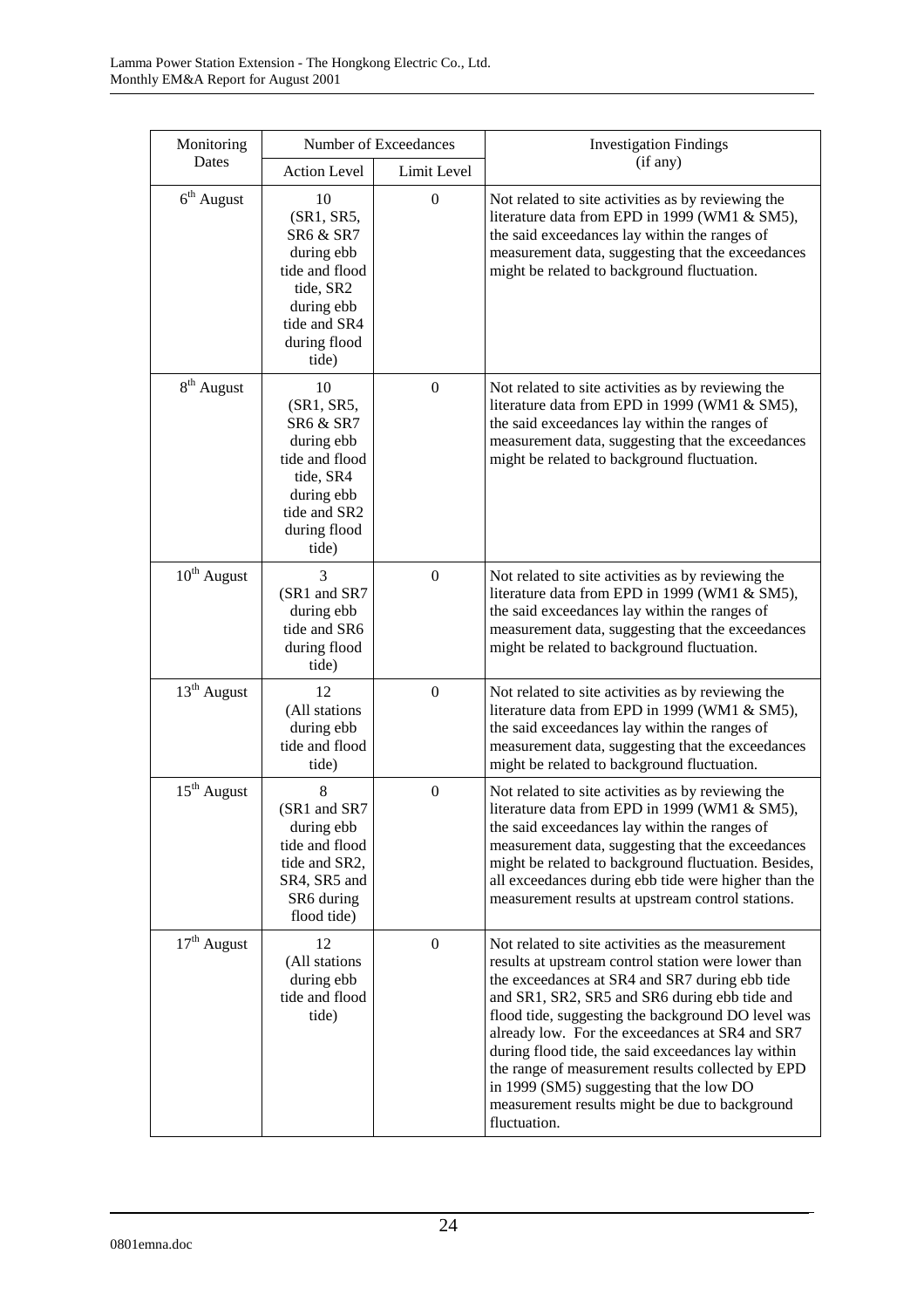| Monitoring Dates | Number of Exceedances | | Investigation Findings (if any) |
|---|---|---|---|
| | Action Level | Limit Level | |
| 6th August | 10 (SR1, SR5, SR6 & SR7 during ebb tide and flood tide, SR2 during ebb tide and SR4 during flood tide) | 0 | Not related to site activities as by reviewing the literature data from EPD in 1999 (WM1 & SM5), the said exceedances lay within the ranges of measurement data, suggesting that the exceedances might be related to background fluctuation. |
| 8th August | 10 (SR1, SR5, SR6 & SR7 during ebb tide and flood tide, SR4 during ebb tide and SR2 during flood tide) | 0 | Not related to site activities as by reviewing the literature data from EPD in 1999 (WM1 & SM5), the said exceedances lay within the ranges of measurement data, suggesting that the exceedances might be related to background fluctuation. |
| 10th August | 3 (SR1 and SR7 during ebb tide and SR6 during flood tide) | 0 | Not related to site activities as by reviewing the literature data from EPD in 1999 (WM1 & SM5), the said exceedances lay within the ranges of measurement data, suggesting that the exceedances might be related to background fluctuation. |
| 13th August | 12 (All stations during ebb tide and flood tide) | 0 | Not related to site activities as by reviewing the literature data from EPD in 1999 (WM1 & SM5), the said exceedances lay within the ranges of measurement data, suggesting that the exceedances might be related to background fluctuation. |
| 15th August | 8 (SR1 and SR7 during ebb tide and flood tide and SR2, SR4, SR5 and SR6 during flood tide) | 0 | Not related to site activities as by reviewing the literature data from EPD in 1999 (WM1 & SM5), the said exceedances lay within the ranges of measurement data, suggesting that the exceedances might be related to background fluctuation. Besides, all exceedances during ebb tide were higher than the measurement results at upstream control stations. |
| 17th August | 12 (All stations during ebb tide and flood tide) | 0 | Not related to site activities as the measurement results at upstream control station were lower than the exceedances at SR4 and SR7 during ebb tide and SR1, SR2, SR5 and SR6 during ebb tide and flood tide, suggesting the background DO level was already low. For the exceedances at SR4 and SR7 during flood tide, the said exceedances lay within the range of measurement results collected by EPD in 1999 (SM5) suggesting that the low DO measurement results might be due to background fluctuation. |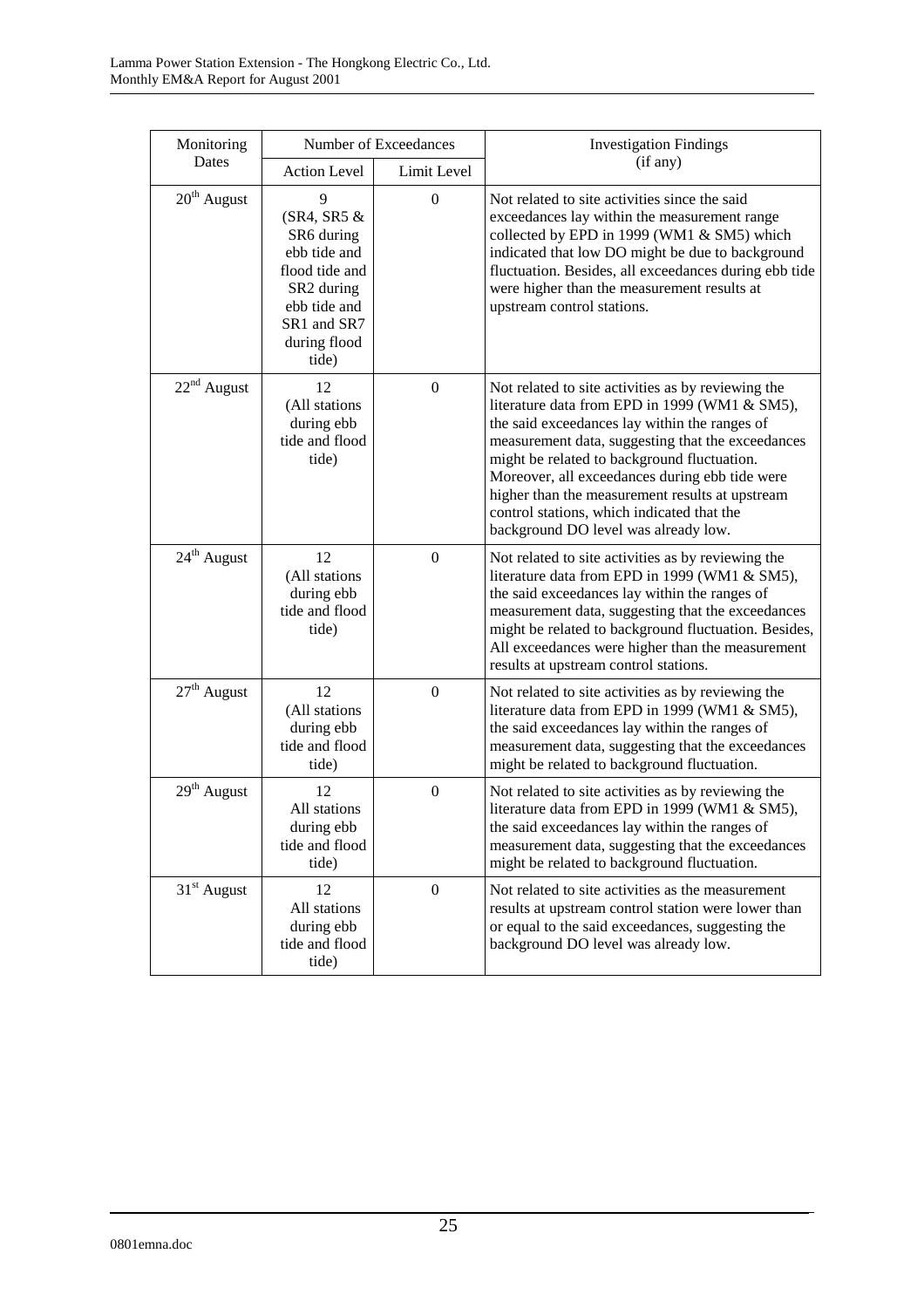| Monitoring Dates | Number of Exceedances | | Investigation Findings (if any) |
|---|---|---|---|
| | Action Level | Limit Level | |
| 20th August | 9 (SR4, SR5 & SR6 during ebb tide and flood tide and SR2 during ebb tide and SR1 and SR7 during flood tide) | 0 | Not related to site activities since the said exceedances lay within the measurement range collected by EPD in 1999 (WM1 & SM5) which indicated that low DO might be due to background fluctuation. Besides, all exceedances during ebb tide were higher than the measurement results at upstream control stations. |
| 22nd August | 12 (All stations during ebb tide and flood tide) | 0 | Not related to site activities as by reviewing the literature data from EPD in 1999 (WM1 & SM5), the said exceedances lay within the ranges of measurement data, suggesting that the exceedances might be related to background fluctuation. Moreover, all exceedances during ebb tide were higher than the measurement results at upstream control stations, which indicated that the background DO level was already low. |
| 24th August | 12 (All stations during ebb tide and flood tide) | 0 | Not related to site activities as by reviewing the literature data from EPD in 1999 (WM1 & SM5), the said exceedances lay within the ranges of measurement data, suggesting that the exceedances might be related to background fluctuation. Besides, All exceedances were higher than the measurement results at upstream control stations. |
| 27th August | 12 (All stations during ebb tide and flood tide) | 0 | Not related to site activities as by reviewing the literature data from EPD in 1999 (WM1 & SM5), the said exceedances lay within the ranges of measurement data, suggesting that the exceedances might be related to background fluctuation. |
| 29th August | 12 All stations during ebb tide and flood tide) | 0 | Not related to site activities as by reviewing the literature data from EPD in 1999 (WM1 & SM5), the said exceedances lay within the ranges of measurement data, suggesting that the exceedances might be related to background fluctuation. |
| 31st August | 12 All stations during ebb tide and flood tide) | 0 | Not related to site activities as the measurement results at upstream control station were lower than or equal to the said exceedances, suggesting the background DO level was already low. |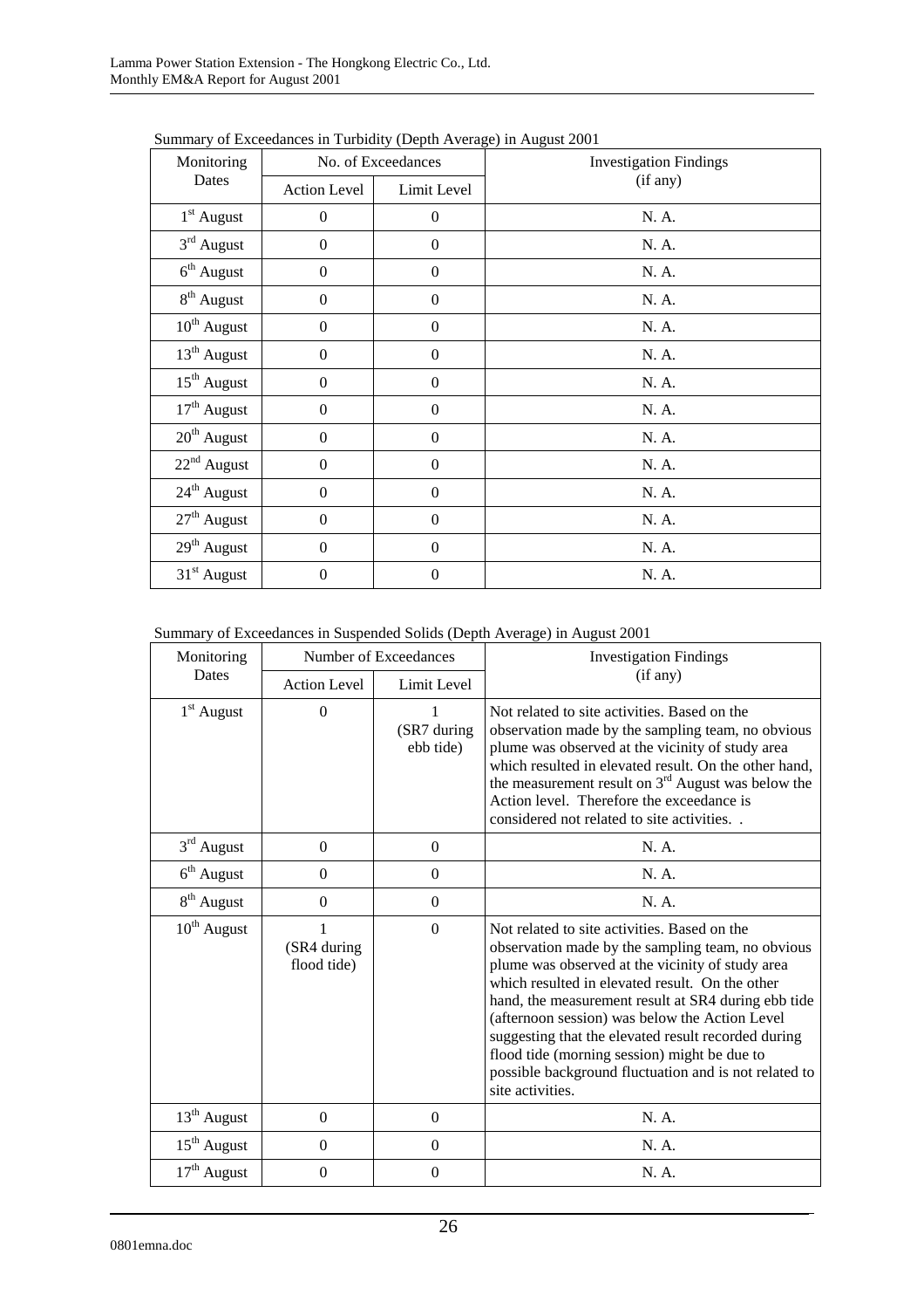Summary of Exceedances in Turbidity (Depth Average) in August 2001

| Monitoring Dates | No. of Exceedances | | Investigation Findings (if any) |
|---|---|---|---|
| | Action Level | Limit Level | |
| 1st August | 0 | 0 | N. A. |
| 3rd August | 0 | 0 | N. A. |
| 6th August | 0 | 0 | N. A. |
| 8th August | 0 | 0 | N. A. |
| 10th August | 0 | 0 | N. A. |
| 13th August | 0 | 0 | N. A. |
| 15th August | 0 | 0 | N. A. |
| 17th August | 0 | 0 | N. A. |
| 20th August | 0 | 0 | N. A. |
| 22nd August | 0 | 0 | N. A. |
| 24th August | 0 | 0 | N. A. |
| 27th August | 0 | 0 | N. A. |
| 29th August | 0 | 0 | N. A. |
| 31st August | 0 | 0 | N. A. |

Summary of Exceedances in Suspended Solids (Depth Average) in August 2001

| Monitoring Dates | Number of Exceedances | | Investigation Findings (if any) |
|---|---|---|---|
| | Action Level | Limit Level | |
| 1st August | 0 | 1 (SR7 during ebb tide) | Not related to site activities. Based on the observation made by the sampling team, no obvious plume was observed at the vicinity of study area which resulted in elevated result. On the other hand, the measurement result on 3rd August was below the Action level. Therefore the exceedance is considered not related to site activities. . |
| 3rd August | 0 | 0 | N. A. |
| 6th August | 0 | 0 | N. A. |
| 8th August | 0 | 0 | N. A. |
| 10th August | 1 (SR4 during flood tide) | 0 | Not related to site activities. Based on the observation made by the sampling team, no obvious plume was observed at the vicinity of study area which resulted in elevated result. On the other hand, the measurement result at SR4 during ebb tide (afternoon session) was below the Action Level suggesting that the elevated result recorded during flood tide (morning session) might be due to possible background fluctuation and is not related to site activities. |
| 13th August | 0 | 0 | N. A. |
| 15th August | 0 | 0 | N. A. |
| 17th August | 0 | 0 | N. A. |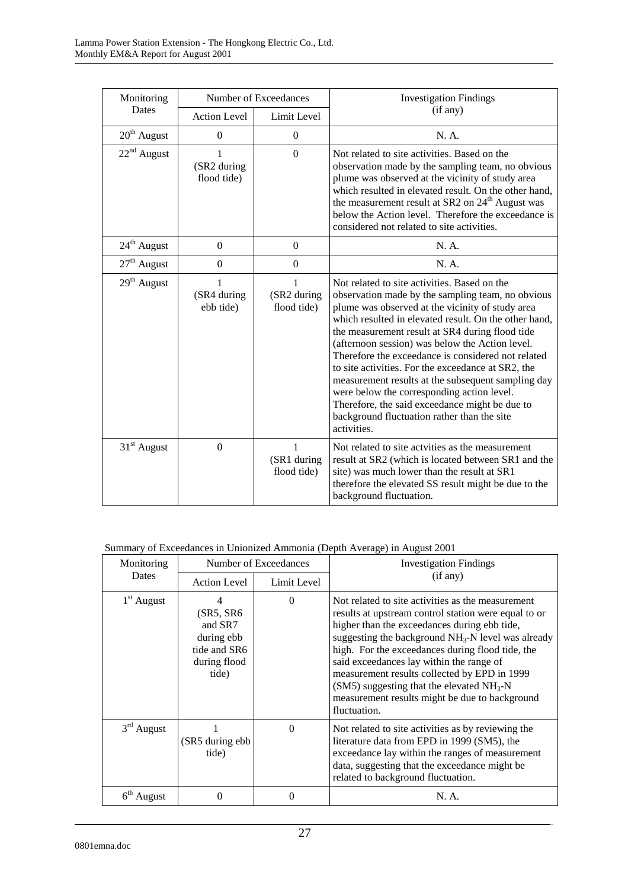| Monitoring Dates | Number of Exceedances | | Investigation Findings (if any) |
|---|---|---|---|
| | Action Level | Limit Level | |
| 20th August | 0 | 0 | N. A. |
| 22nd August | 1 (SR2 during flood tide) | 0 | Not related to site activities. Based on the observation made by the sampling team, no obvious plume was observed at the vicinity of study area which resulted in elevated result. On the other hand, the measurement result at SR2 on 24th August was below the Action level. Therefore the exceedance is considered not related to site activities. |
| 24th August | 0 | 0 | N. A. |
| 27th August | 0 | 0 | N. A. |
| 29th August | 1 (SR4 during ebb tide) | 1 (SR2 during flood tide) | Not related to site activities. Based on the observation made by the sampling team, no obvious plume was observed at the vicinity of study area which resulted in elevated result. On the other hand, the measurement result at SR4 during flood tide (afternoon session) was below the Action level. Therefore the exceedance is considered not related to site activities. For the exceedance at SR2, the measurement results at the subsequent sampling day were below the corresponding action level. Therefore, the said exceedance might be due to background fluctuation rather than the site activities. |
| 31st August | 0 | 1 (SR1 during flood tide) | Not related to site actvities as the measurement result at SR2 (which is located between SR1 and the site) was much lower than the result at SR1 therefore the elevated SS result might be due to the background fluctuation. |

Summary of Exceedances in Unionized Ammonia (Depth Average) in August 2001

| Monitoring Dates | Number of Exceedances | | Investigation Findings (if any) |
|---|---|---|---|
| | Action Level | Limit Level | |
| 1st August | 4 (SR5, SR6 and SR7 during ebb tide and SR6 during flood tide) | 0 | Not related to site activities as the measurement results at upstream control station were equal to or higher than the exceedances during ebb tide, suggesting the background $NH_3$-N level was already high. For the exceedances during flood tide, the said exceedances lay within the range of measurement results collected by EPD in 1999 (SM5) suggesting that the elevated $NH_3$-N measurement results might be due to background fluctuation. |
| 3rd August | 1 (SR5 during ebb tide) | 0 | Not related to site activities as by reviewing the literature data from EPD in 1999 (SM5), the exceedance lay within the ranges of measurement data, suggesting that the exceedance might be related to background fluctuation. |
| 6th August | 0 | 0 | N. A. |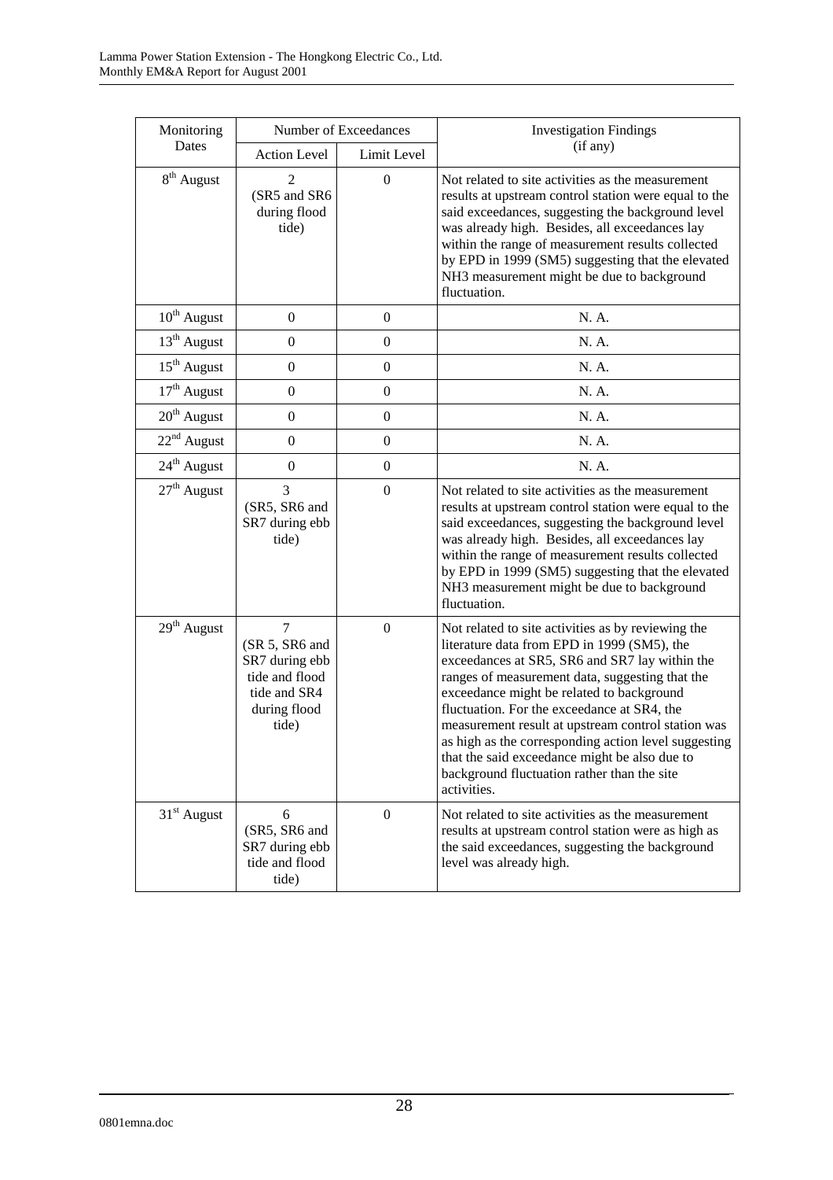| Monitoring Dates | Number of Exceedances | | Investigation Findings (if any) |
|---|---|---|---|
| | Action Level | Limit Level | |
| 8th August | 2 (SR5 and SR6 during flood tide) | 0 | Not related to site activities as the measurement results at upstream control station were equal to the said exceedances, suggesting the background level was already high. Besides, all exceedances lay within the range of measurement results collected by EPD in 1999 (SM5) suggesting that the elevated NH3 measurement might be due to background fluctuation. |
| 10th August | 0 | 0 | N. A. |
| 13th August | 0 | 0 | N. A. |
| 15th August | 0 | 0 | N. A. |
| 17th August | 0 | 0 | N. A. |
| 20th August | 0 | 0 | N. A. |
| 22nd August | 0 | 0 | N. A. |
| 24th August | 0 | 0 | N. A. |
| 27th August | 3 (SR5, SR6 and SR7 during ebb tide) | 0 | Not related to site activities as the measurement results at upstream control station were equal to the said exceedances, suggesting the background level was already high. Besides, all exceedances lay within the range of measurement results collected by EPD in 1999 (SM5) suggesting that the elevated NH3 measurement might be due to background fluctuation. |
| 29th August | 7 (SR 5, SR6 and SR7 during ebb tide and flood tide and SR4 during flood tide) | 0 | Not related to site activities as by reviewing the literature data from EPD in 1999 (SM5), the exceedances at SR5, SR6 and SR7 lay within the ranges of measurement data, suggesting that the exceedance might be related to background fluctuation. For the exceedance at SR4, the measurement result at upstream control station was as high as the corresponding action level suggesting that the said exceedance might be also due to background fluctuation rather than the site activities. |
| 31st August | 6 (SR5, SR6 and SR7 during ebb tide and flood tide) | 0 | Not related to site activities as the measurement results at upstream control station were as high as the said exceedances, suggesting the background level was already high. |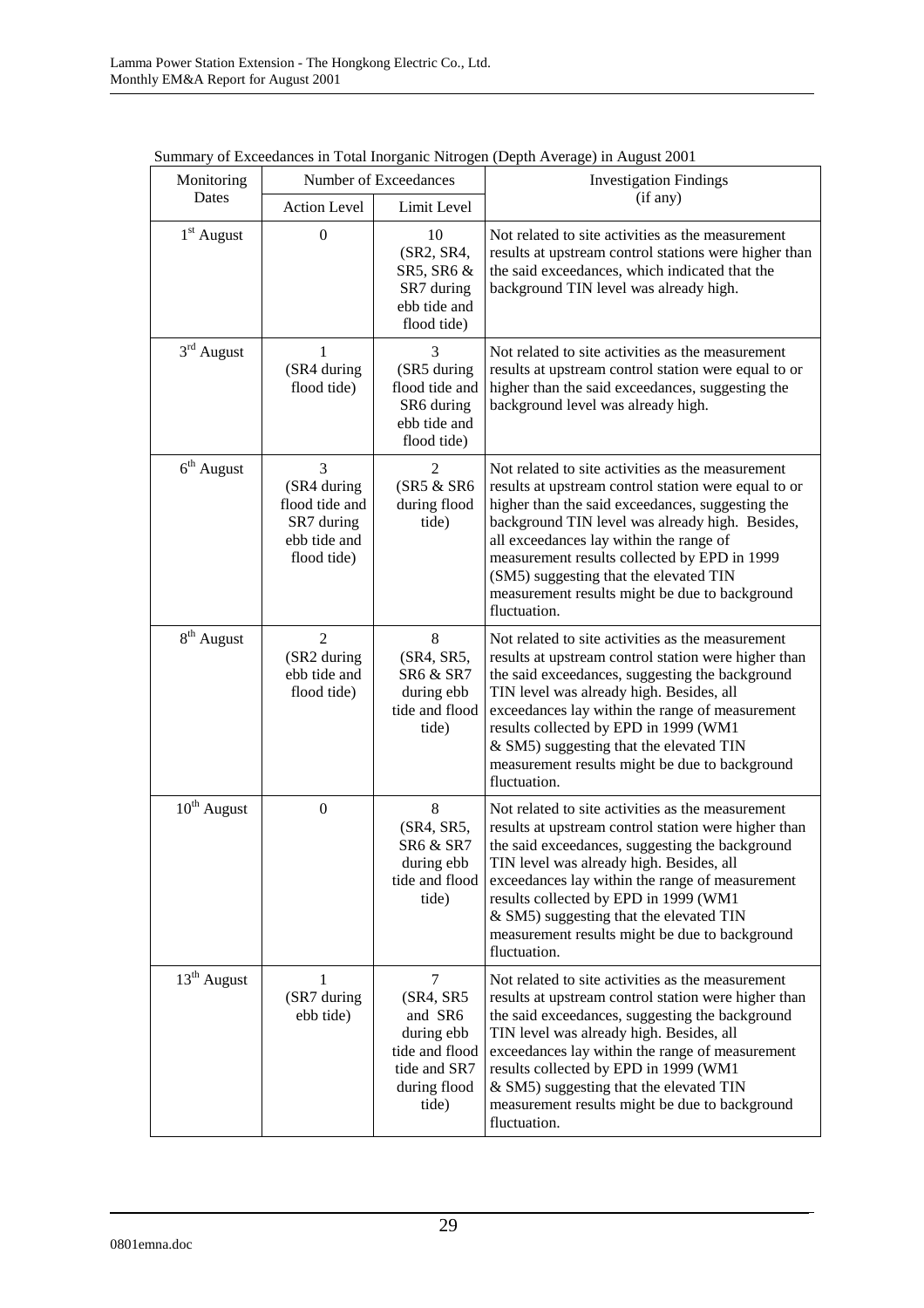Summary of Exceedances in Total Inorganic Nitrogen (Depth Average) in August 2001

| Monitoring Dates | Number of Exceedances | | Investigation Findings (if any) |
|---|---|---|---|
| | Action Level | Limit Level | |
| 1st August | 0 | 10 (SR2, SR4, SR5, SR6 & SR7 during ebb tide and flood tide) | Not related to site activities as the measurement results at upstream control stations were higher than the said exceedances, which indicated that the background TIN level was already high. |
| 3rd August | 1 (SR4 during flood tide) | 3 (SR5 during flood tide and SR6 during ebb tide and flood tide) | Not related to site activities as the measurement results at upstream control station were equal to or higher than the said exceedances, suggesting the background level was already high. |
| 6th August | 3 (SR4 during flood tide and SR7 during ebb tide and flood tide) | 2 (SR5 & SR6 during flood tide) | Not related to site activities as the measurement results at upstream control station were equal to or higher than the said exceedances, suggesting the background TIN level was already high. Besides, all exceedances lay within the range of measurement results collected by EPD in 1999 (SM5) suggesting that the elevated TIN measurement results might be due to background fluctuation. |
| 8th August | 2 (SR2 during ebb tide and flood tide) | 8 (SR4, SR5, SR6 & SR7 during ebb tide and flood tide) | Not related to site activities as the measurement results at upstream control station were higher than the said exceedances, suggesting the background TIN level was already high. Besides, all exceedances lay within the range of measurement results collected by EPD in 1999 (WM1 & SM5) suggesting that the elevated TIN measurement results might be due to background fluctuation. |
| 10th August | 0 | 8 (SR4, SR5, SR6 & SR7 during ebb tide and flood tide) | Not related to site activities as the measurement results at upstream control station were higher than the said exceedances, suggesting the background TIN level was already high. Besides, all exceedances lay within the range of measurement results collected by EPD in 1999 (WM1 & SM5) suggesting that the elevated TIN measurement results might be due to background fluctuation. |
| 13th August | 1 (SR7 during ebb tide) | 7 (SR4, SR5 and SR6 during ebb tide and flood tide and SR7 during flood tide) | Not related to site activities as the measurement results at upstream control station were higher than the said exceedances, suggesting the background TIN level was already high. Besides, all exceedances lay within the range of measurement results collected by EPD in 1999 (WM1 & SM5) suggesting that the elevated TIN measurement results might be due to background fluctuation. |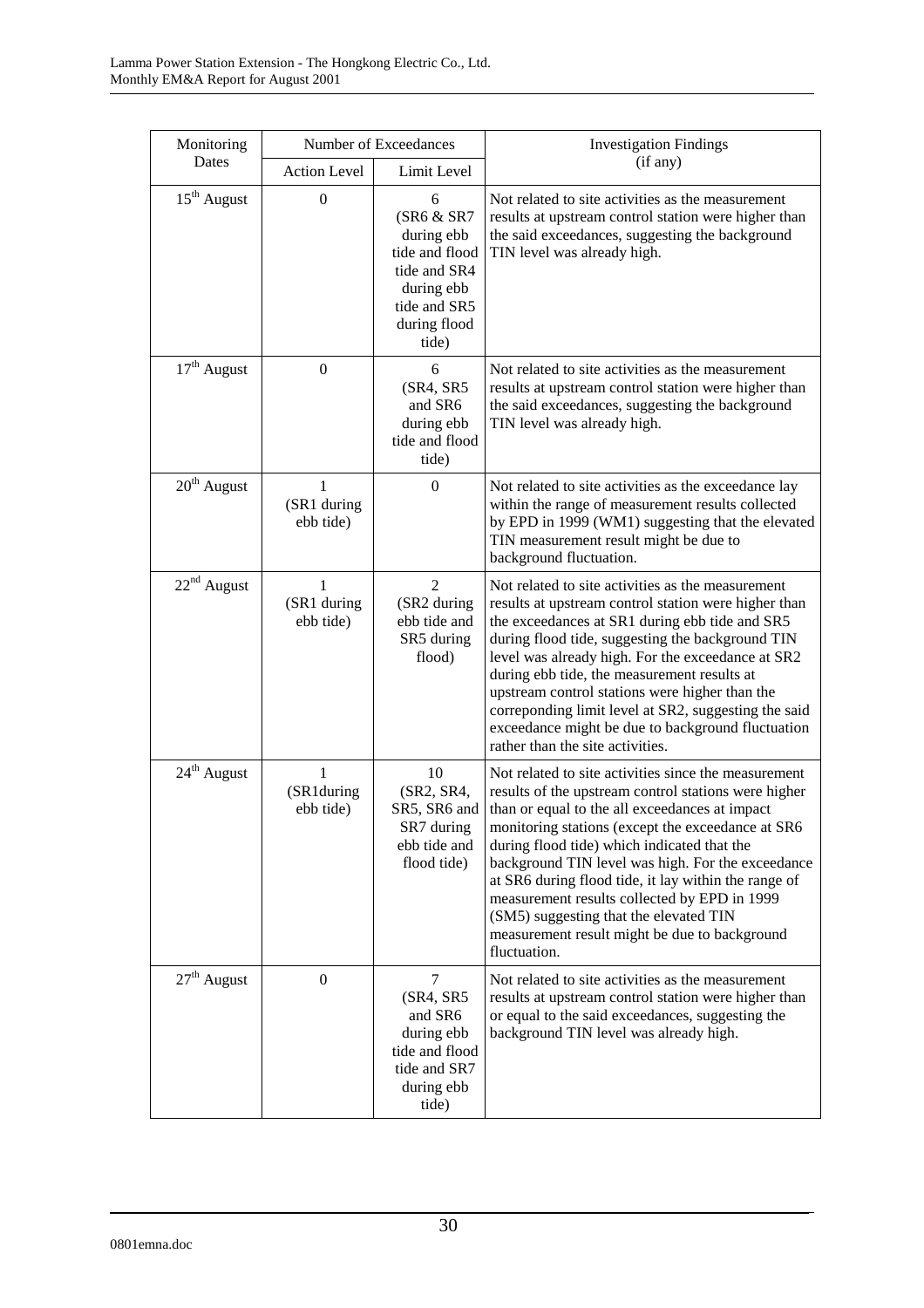| Monitoring Dates | Number of Exceedances | | Investigation Findings (if any) |
|---|---|---|---|
| | Action Level | Limit Level | |
| 15th August | 0 | 6 (SR6 & SR7 during ebb tide and flood tide and SR4 during ebb tide and SR5 during flood tide) | Not related to site activities as the measurement results at upstream control station were higher than the said exceedances, suggesting the background TIN level was already high. |
| 17th August | 0 | 6 (SR4, SR5 and SR6 during ebb tide and flood tide) | Not related to site activities as the measurement results at upstream control station were higher than the said exceedances, suggesting the background TIN level was already high. |
| 20th August | 1 (SR1 during ebb tide) | 0 | Not related to site activities as the exceedance lay within the range of measurement results collected by EPD in 1999 (WM1) suggesting that the elevated TIN measurement result might be due to background fluctuation. |
| 22nd August | 1 (SR1 during ebb tide) | 2 (SR2 during ebb tide and SR5 during flood) | Not related to site activities as the measurement results at upstream control station were higher than the exceedances at SR1 during ebb tide and SR5 during flood tide, suggesting the background TIN level was already high. For the exceedance at SR2 during ebb tide, the measurement results at upstream control stations were higher than the correponding limit level at SR2, suggesting the said exceedance might be due to background fluctuation rather than the site activities. |
| 24th August | 1 (SR1during ebb tide) | 10 (SR2, SR4, SR5, SR6 and SR7 during ebb tide and flood tide) | Not related to site activities since the measurement results of the upstream control stations were higher than or equal to the all exceedances at impact monitoring stations (except the exceedance at SR6 during flood tide) which indicated that the background TIN level was high. For the exceedance at SR6 during flood tide, it lay within the range of measurement results collected by EPD in 1999 (SM5) suggesting that the elevated TIN measurement result might be due to background fluctuation. |
| 27th August | 0 | 7 (SR4, SR5 and SR6 during ebb tide and flood tide and SR7 during ebb tide) | Not related to site activities as the measurement results at upstream control station were higher than or equal to the said exceedances, suggesting the background TIN level was already high. |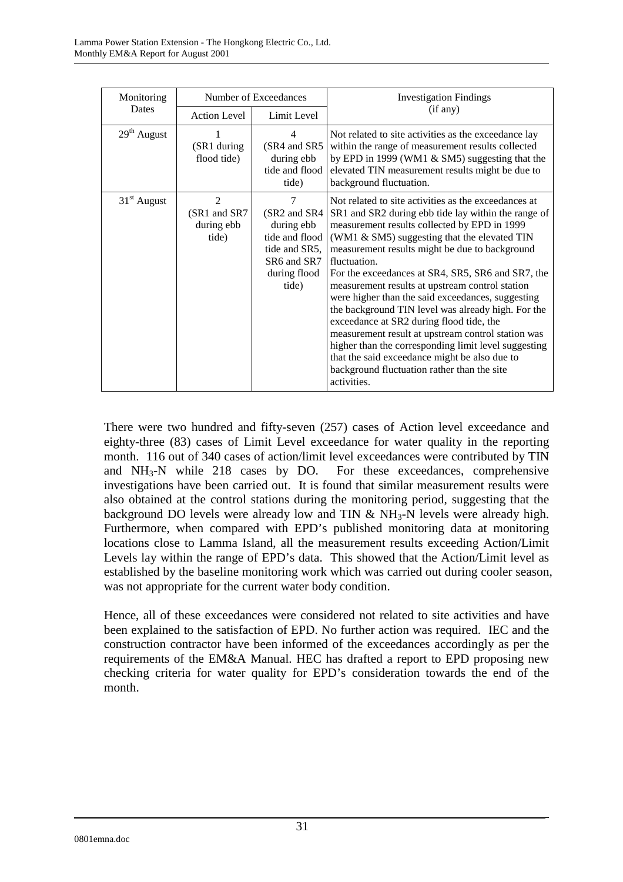| Monitoring Dates | Number of Exceedances | | Investigation Findings (if any) |
|---|---|---|---|
| | Action Level | Limit Level | |
| 29th August | 1 (SR1 during flood tide) | 4 (SR4 and SR5 during ebb tide and flood tide) | Not related to site activities as the exceedance lay within the range of measurement results collected by EPD in 1999 (WM1 & SM5) suggesting that the elevated TIN measurement results might be due to background fluctuation. |
| 31st August | 2 (SR1 and SR7 during ebb tide) | 7 (SR2 and SR4 during ebb tide and flood tide and SR5, SR6 and SR7 during flood tide) | Not related to site activities as the exceedances at SR1 and SR2 during ebb tide lay within the range of measurement results collected by EPD in 1999 (WM1 & SM5) suggesting that the elevated TIN measurement results might be due to background fluctuation. For the exceedances at SR4, SR5, SR6 and SR7, the measurement results at upstream control station were higher than the said exceedances, suggesting the background TIN level was already high. For the exceedance at SR2 during flood tide, the measurement result at upstream control station was higher than the corresponding limit level suggesting that the said exceedance might be also due to background fluctuation rather than the site activities. |

There were two hundred and fifty-seven (257) cases of Action level exceedance and eighty-three (83) cases of Limit Level exceedance for water quality in the reporting month. 116 out of 340 cases of action/limit level exceedances were contributed by TIN and $NH_3$-N while 218 cases by DO. For these exceedances, comprehensive investigations have been carried out. It is found that similar measurement results were also obtained at the control stations during the monitoring period, suggesting that the background DO levels were already low and TIN & $NH_3$-N levels were already high. Furthermore, when compared with EPD's published monitoring data at monitoring locations close to Lamma Island, all the measurement results exceeding Action/Limit Levels lay within the range of EPD's data. This showed that the Action/Limit level as established by the baseline monitoring work which was carried out during cooler season, was not appropriate for the current water body condition.

Hence, all of these exceedances were considered not related to site activities and have been explained to the satisfaction of EPD. No further action was required. IEC and the construction contractor have been informed of the exceedances accordingly as per the requirements of the EM&A Manual. HEC has drafted a report to EPD proposing new checking criteria for water quality for EPD's consideration towards the end of the month.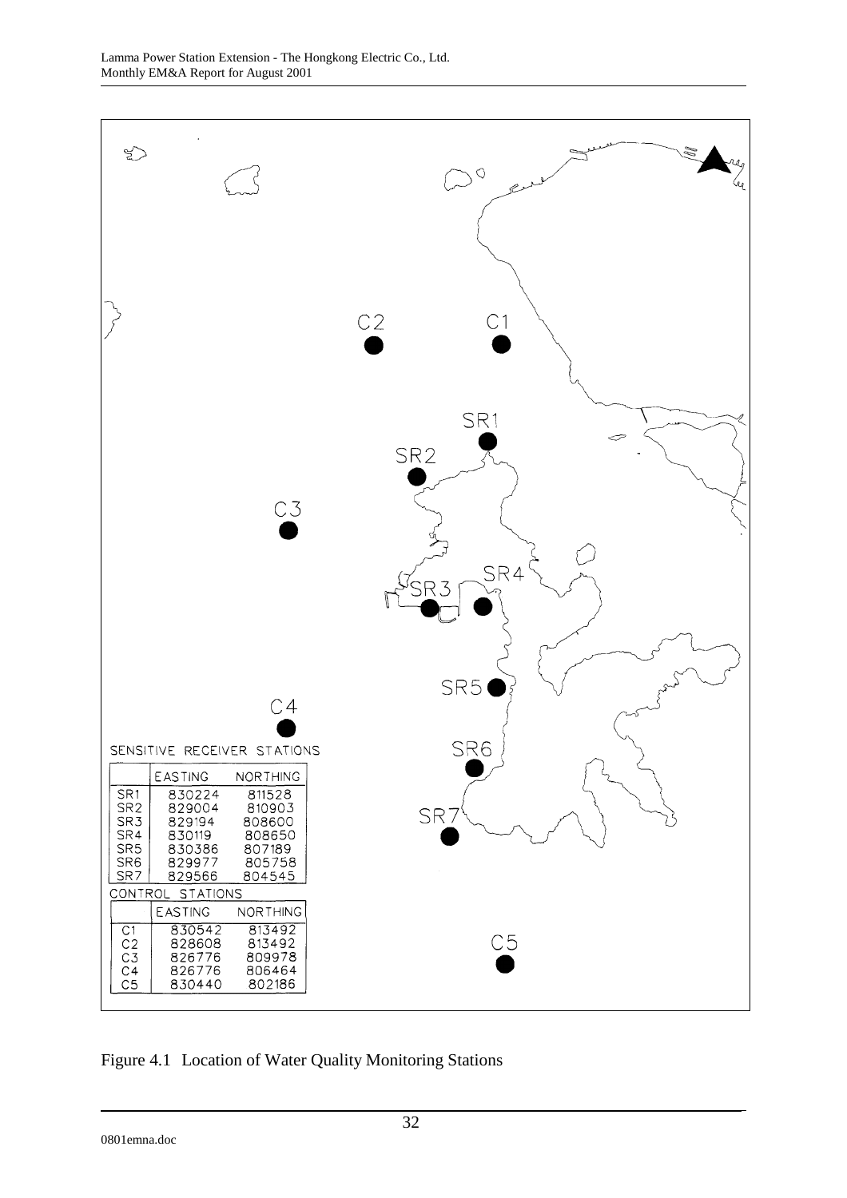SENSITIVE RECEIVER STATIONS

| | EASTING | NORTHING |
|---|---|---|
| SR1 | 830224 | 811528 |
| SR2 | 829004 | 810903 |
| SR3 | 829194 | 808600 |
| SR4 | 830119 | 808650 |
| SR5 | 830386 | 807189 |
| SR6 | 829977 | 805758 |
| SR7 | 829566 | 804545 |

CONTROL STATIONS

| | EASTING | NORTHING |
|---|---|---|
| C1 | 830542 | 813492 |
| C2 | 828608 | 813492 |
| C3 | 826776 | 809978 |
| C4 | 826776 | 806464 |
| C5 | 830440 | 802186 |

Figure 4.1 Location of Water Quality Monitoring Stations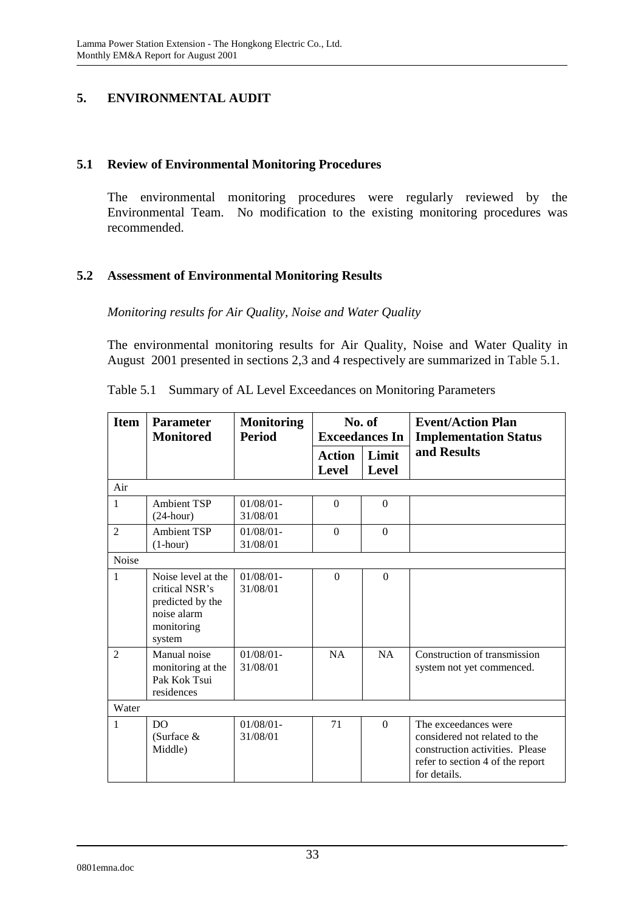# 5. ENVIRONMENTAL AUDIT

## 5.1 Review of Environmental Monitoring Procedures

The environmental monitoring procedures were regularly reviewed by the Environmental Team. No modification to the existing monitoring procedures was recommended.

## 5.2 Assessment of Environmental Monitoring Results

*Monitoring results for Air Quality, Noise and Water Quality*

The environmental monitoring results for Air Quality, Noise and Water Quality in August 2001 presented in sections 2,3 and 4 respectively are summarized in Table 5.1.

Table 5.1 Summary of AL Level Exceedances on Monitoring Parameters

| Item | Parameter Monitored | Monitoring Period | No. of Exceedances In | | Event/Action Plan Implementation Status and Results |
|---|---|---|---|---|---|
| | | | Action Level | Limit Level | |
| Air | | | | | |
| 1 | Ambient TSP (24-hour) | 01/08/01-31/08/01 | 0 | 0 | |
| 2 | Ambient TSP (1-hour) | 01/08/01-31/08/01 | 0 | 0 | |
| Noise | | | | | |
| 1 | Noise level at the critical NSR's predicted by the noise alarm monitoring system | 01/08/01-31/08/01 | 0 | 0 | |
| 2 | Manual noise monitoring at the Pak Kok Tsui residences | 01/08/01-31/08/01 | NA | NA | Construction of transmission system not yet commenced. |
| Water | | | | | |
| 1 | DO (Surface & Middle) | 01/08/01-31/08/01 | 71 | 0 | The exceedances were considered not related to the construction activities. Please refer to section 4 of the report for details. |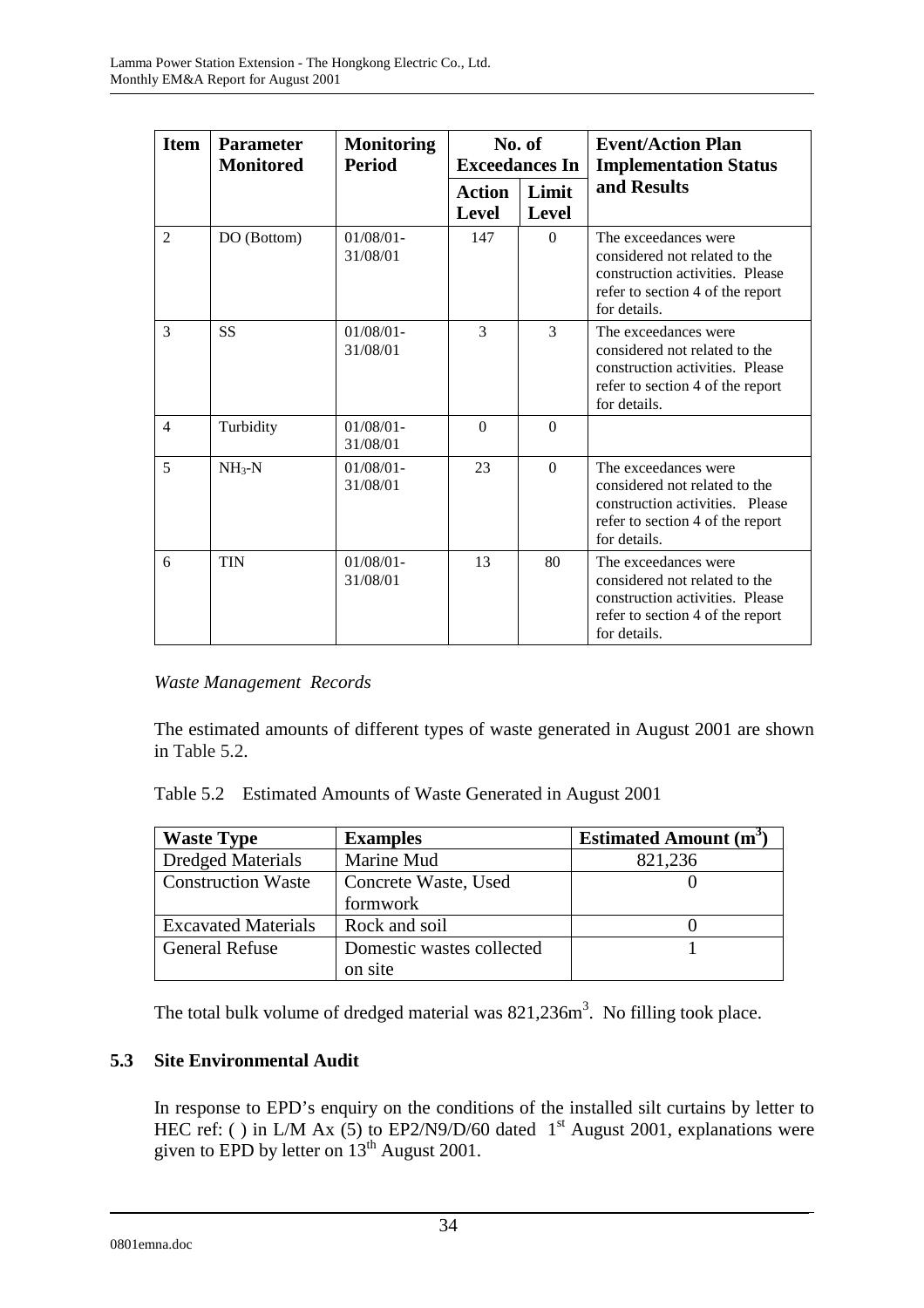| Item | Parameter Monitored | Monitoring Period | No. of Exceedances In | | Event/Action Plan Implementation Status and Results |
|---|---|---|---|---|---|
| | | | Action Level | Limit Level | |
| 2 | DO (Bottom) | 01/08/01-31/08/01 | 147 | 0 | The exceedances were considered not related to the construction activities. Please refer to section 4 of the report for details. |
| 3 | SS | 01/08/01-31/08/01 | 3 | 3 | The exceedances were considered not related to the construction activities. Please refer to section 4 of the report for details. |
| 4 | Turbidity | 01/08/01-31/08/01 | 0 | 0 | |
| 5 | $NH_3$-N | 01/08/01-31/08/01 | 23 | 0 | The exceedances were considered not related to the construction activities. Please refer to section 4 of the report for details. |
| 6 | TIN | 01/08/01-31/08/01 | 13 | 80 | The exceedances were considered not related to the construction activities. Please refer to section 4 of the report for details. |

*Waste Management Records*

The estimated amounts of different types of waste generated in August 2001 are shown in Table 5.2.

Table 5.2 Estimated Amounts of Waste Generated in August 2001

| Waste Type | Examples | Estimated Amount ($m^3$) |
|---|---|---|
| Dredged Materials | Marine Mud | 821,236 |
| Construction Waste | Concrete Waste, Used formwork | 0 |
| Excavated Materials | Rock and soil | 0 |
| General Refuse | Domestic wastes collected on site | 1 |

The total bulk volume of dredged material was 821,236$m^3$. No filling took place.

### 5.3 Site Environmental Audit

In response to EPD's enquiry on the conditions of the installed silt curtains by letter to HEC ref: ( ) in L/M Ax (5) to EP2/N9/D/60 dated 1st August 2001, explanations were given to EPD by letter on 13th August 2001.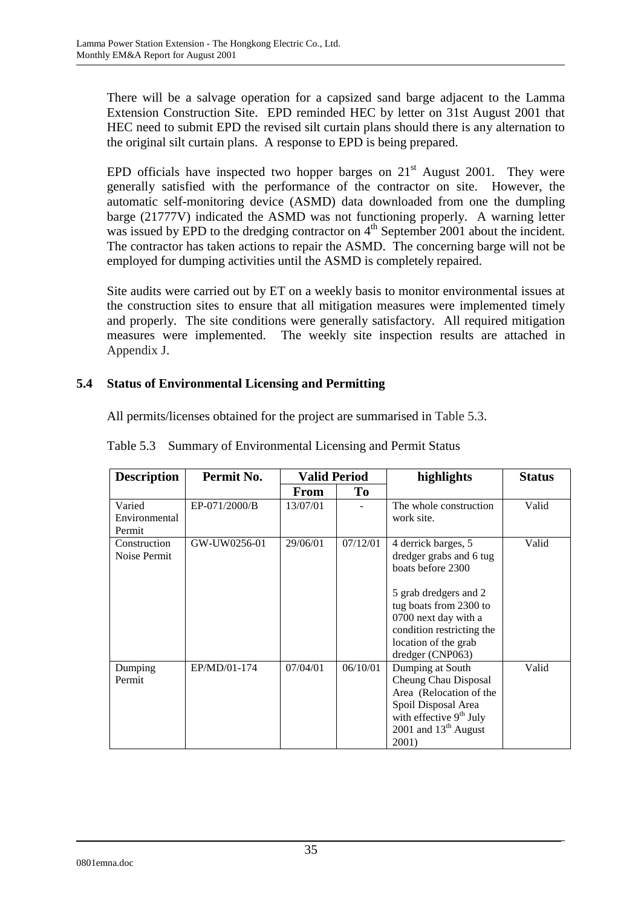There will be a salvage operation for a capsized sand barge adjacent to the Lamma Extension Construction Site. EPD reminded HEC by letter on 31st August 2001 that HEC need to submit EPD the revised silt curtain plans should there is any alternation to the original silt curtain plans. A response to EPD is being prepared.

EPD officials have inspected two hopper barges on 21st August 2001. They were generally satisfied with the performance of the contractor on site. However, the automatic self-monitoring device (ASMD) data downloaded from one the dumpling barge (21777V) indicated the ASMD was not functioning properly. A warning letter was issued by EPD to the dredging contractor on 4th September 2001 about the incident. The contractor has taken actions to repair the ASMD. The concerning barge will not be employed for dumping activities until the ASMD is completely repaired.

Site audits were carried out by ET on a weekly basis to monitor environmental issues at the construction sites to ensure that all mitigation measures were implemented timely and properly. The site conditions were generally satisfactory. All required mitigation measures were implemented. The weekly site inspection results are attached in Appendix J.

## 5.4 Status of Environmental Licensing and Permitting

All permits/licenses obtained for the project are summarised in Table 5.3.

Table 5.3 Summary of Environmental Licensing and Permit Status

| Description | Permit No. | Valid Period | | highlights | Status |
|---|---|---|---|---|---|
| | | From | To | | |
| Varied Environmental Permit | EP-071/2000/B | 13/07/01 | - | The whole construction work site. | Valid |
| Construction Noise Permit | GW-UW0256-01 | 29/06/01 | 07/12/01 | 4 derrick barges, 5 dredger grabs and 6 tug boats before 2300<br><br>5 grab dredgers and 2 tug boats from 2300 to 0700 next day with a condition restricting the location of the grab dredger (CNP063) | Valid |
| Dumping Permit | EP/MD/01-174 | 07/04/01 | 06/10/01 | Dumping at South Cheung Chau Disposal Area (Relocation of the Spoil Disposal Area with effective 9th July 2001 and 13th August 2001) | Valid |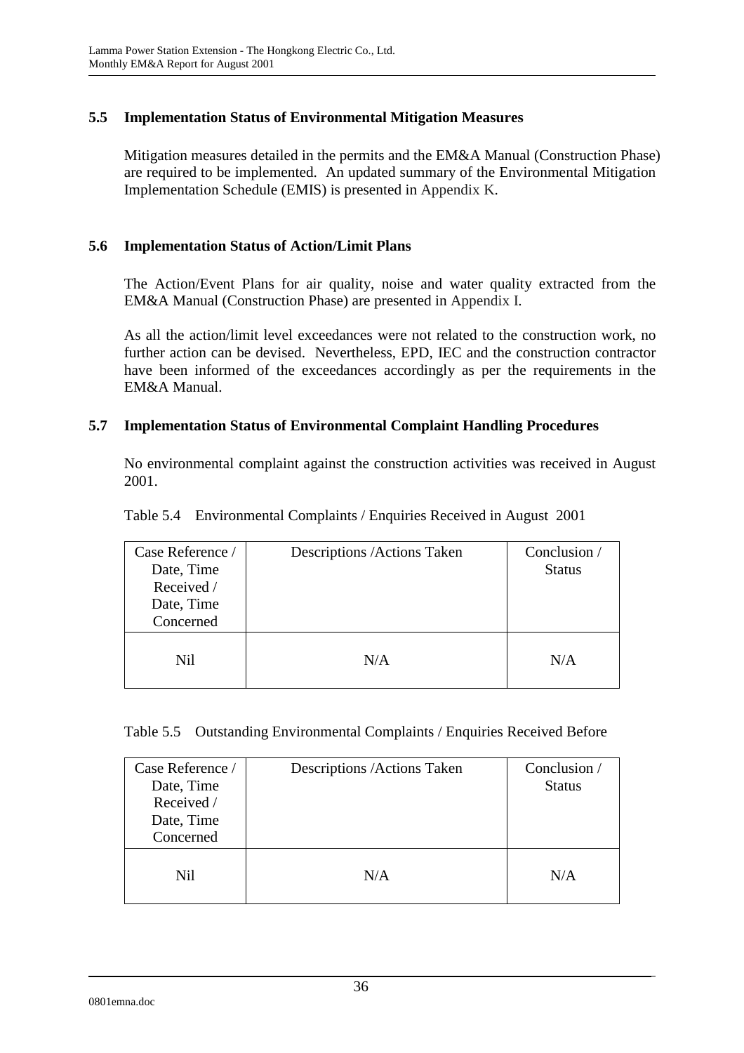### 5.5 Implementation Status of Environmental Mitigation Measures

Mitigation measures detailed in the permits and the EM&A Manual (Construction Phase) are required to be implemented. An updated summary of the Environmental Mitigation Implementation Schedule (EMIS) is presented in Appendix K.

### 5.6 Implementation Status of Action/Limit Plans

The Action/Event Plans for air quality, noise and water quality extracted from the EM&A Manual (Construction Phase) are presented in Appendix I.

As all the action/limit level exceedances were not related to the construction work, no further action can be devised. Nevertheless, EPD, IEC and the construction contractor have been informed of the exceedances accordingly as per the requirements in the EM&A Manual.

### 5.7 Implementation Status of Environmental Complaint Handling Procedures

No environmental complaint against the construction activities was received in August 2001.

Table 5.4 Environmental Complaints / Enquiries Received in August 2001

| Case Reference / Date, Time Received / Date, Time Concerned | Descriptions /Actions Taken | Conclusion / Status |
|---|---|---|
| Nil | N/A | N/A |

Table 5.5 Outstanding Environmental Complaints / Enquiries Received Before

| Case Reference / Date, Time Received / Date, Time Concerned | Descriptions /Actions Taken | Conclusion / Status |
|---|---|---|
| Nil | N/A | N/A |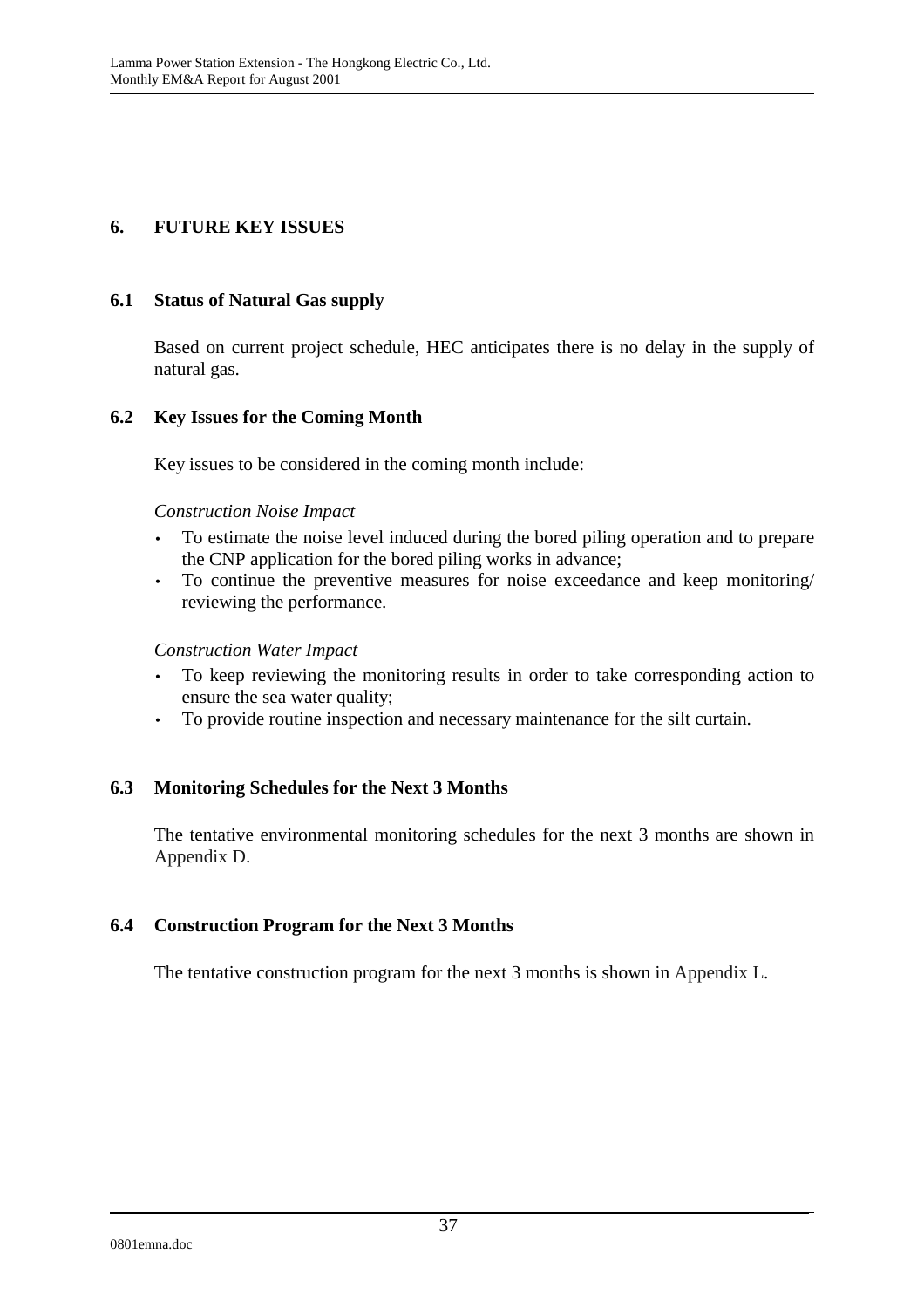## 6. FUTURE KEY ISSUES

### 6.1 Status of Natural Gas supply

Based on current project schedule, HEC anticipates there is no delay in the supply of natural gas.

### 6.2 Key Issues for the Coming Month

Key issues to be considered in the coming month include:

*Construction Noise Impact*

- To estimate the noise level induced during the bored piling operation and to prepare the CNP application for the bored piling works in advance;
- To continue the preventive measures for noise exceedance and keep monitoring/ reviewing the performance.

*Construction Water Impact*

- To keep reviewing the monitoring results in order to take corresponding action to ensure the sea water quality;
- To provide routine inspection and necessary maintenance for the silt curtain.

### 6.3 Monitoring Schedules for the Next 3 Months

The tentative environmental monitoring schedules for the next 3 months are shown in Appendix D.

### 6.4 Construction Program for the Next 3 Months

The tentative construction program for the next 3 months is shown in Appendix L.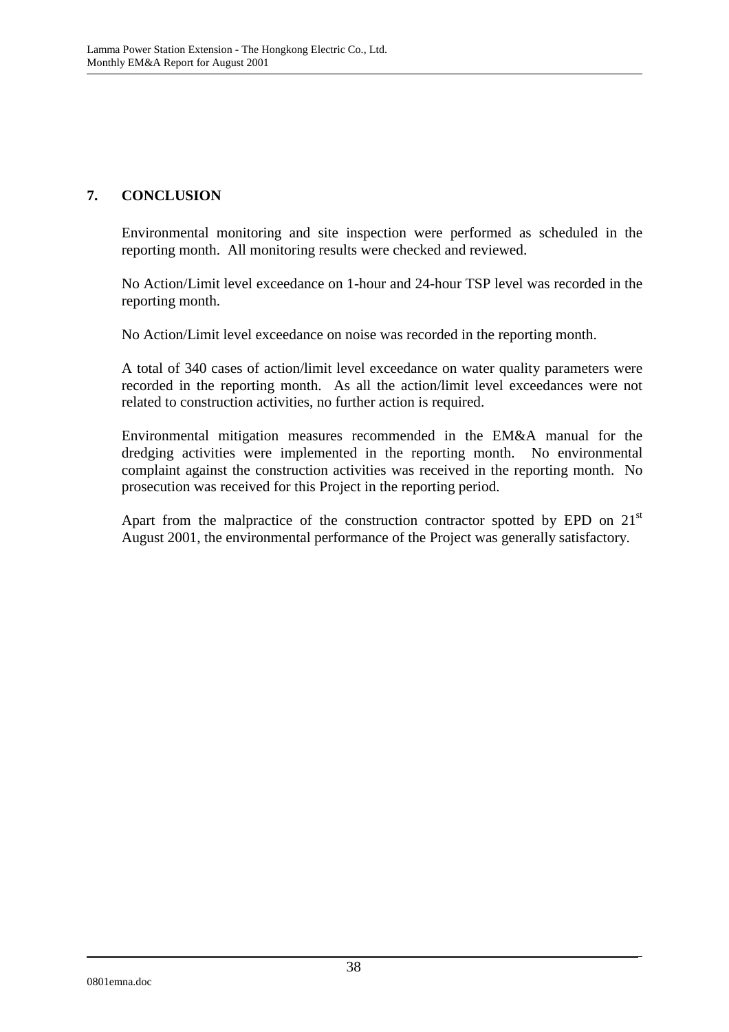## 7. CONCLUSION

Environmental monitoring and site inspection were performed as scheduled in the reporting month. All monitoring results were checked and reviewed.

No Action/Limit level exceedance on 1-hour and 24-hour TSP level was recorded in the reporting month.

No Action/Limit level exceedance on noise was recorded in the reporting month.

A total of 340 cases of action/limit level exceedance on water quality parameters were recorded in the reporting month. As all the action/limit level exceedances were not related to construction activities, no further action is required.

Environmental mitigation measures recommended in the EM&A manual for the dredging activities were implemented in the reporting month. No environmental complaint against the construction activities was received in the reporting month. No prosecution was received for this Project in the reporting period.

Apart from the malpractice of the construction contractor spotted by EPD on 21st August 2001, the environmental performance of the Project was generally satisfactory.